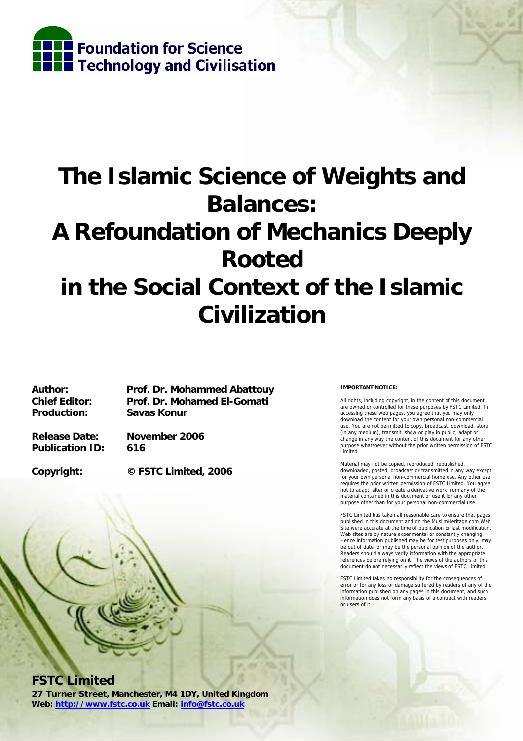Foundation for Science Technology and Civilisation

# The Islamic Science of Weights and Balances: A Refoundation of Mechanics Deeply Rooted in the Social Context of the Islamic Civilization

**Author:** Prof. Dr. Mohammed Abattouy
**Chief Editor:** Prof. Dr. Mohamed El-Gomati
**Production:** Savas Konur

**Release Date:** November 2006
**Publication ID:** 616

**Copyright:** © FSTC Limited, 2006

**IMPORTANT NOTICE:**

All rights, including copyright, in the content of this document are owned or controlled for these purposes by FSTC Limited. In accessing these web pages, you agree that you may only download the content for your own personal non-commercial use. You are not permitted to copy, broadcast, download, store (in any medium), transmit, show or play in public, adapt or change in any way the content of this document for any other purpose whatsoever without the prior written permission of FSTC Limited.

Material may not be copied, reproduced, republished, downloaded, posted, broadcast or transmitted in any way except for your own personal non-commercial home use. Any other use requires the prior written permission of FSTC Limited. You agree not to adapt, alter or create a derivative work from any of the material contained in this document or use it for any other purpose other than for your personal non-commercial use.

FSTC Limited has taken all reasonable care to ensure that pages published in this document and on the MuslimHeritage.com Web Site were accurate at the time of publication or last modification. Web sites are by nature experimental or constantly changing. Hence information published may be for test purposes only, may be out of date, or may be the personal opinion of the author. Readers should always verify information with the appropriate references before relying on it. The views of the authors of this document do not necessarily reflect the views of FSTC Limited.

FSTC Limited takes no responsibility for the consequences of error or for any loss or damage suffered by readers of any of the information published on any pages in this document, and such information does not form any basis of a contract with readers or users of it.

**FSTC Limited**
**27 Turner Street, Manchester, M4 1DY, United Kingdom**
**Web: http://www.fstc.co.uk Email: info@fstc.co.uk**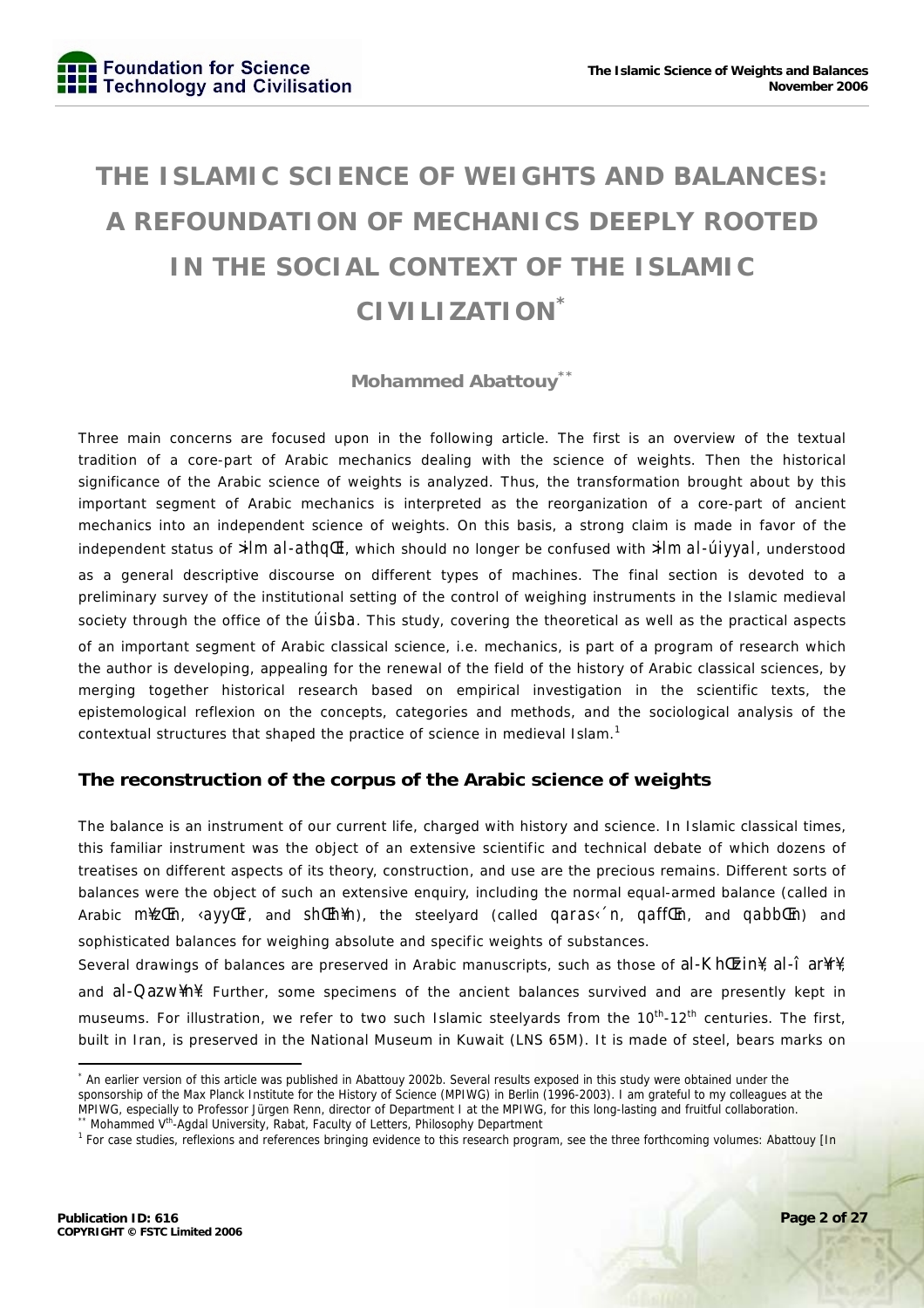# THE ISLAMIC SCIENCE OF WEIGHTS AND BALANCES: A REFOUNDATION OF MECHANICS DEEPLY ROOTED IN THE SOCIAL CONTEXT OF THE ISLAMIC CIVILIZATION*

**Mohammed Abattouy****

Three main concerns are focused upon in the following article. The first is an overview of the textual tradition of a core-part of Arabic mechanics dealing with the science of weights. Then the historical significance of the Arabic science of weights is analyzed. Thus, the transformation brought about by this important segment of Arabic mechanics is interpreted as the reorganization of a core-part of ancient mechanics into an independent science of weights. On this basis, a strong claim is made in favor of the independent status of *›ilm al-athqŒl*, which should no longer be confused with *›ilm al-úiyyal*, understood as a general descriptive discourse on different types of machines. The final section is devoted to a preliminary survey of the institutional setting of the control of weighing instruments in the Islamic medieval society through the office of the *úisba*. This study, covering the theoretical as well as the practical aspects of an important segment of Arabic classical science, i.e. mechanics, is part of a program of research which the author is developing, appealing for the renewal of the field of the history of Arabic classical sciences, by merging together historical research based on empirical investigation in the scientific texts, the epistemological reflexion on the concepts, categories and methods, and the sociological analysis of the contextual structures that shaped the practice of science in medieval Islam.[1]

## The reconstruction of the corpus of the Arabic science of weights

The balance is an instrument of our current life, charged with history and science. In Islamic classical times, this familiar instrument was the object of an extensive scientific and technical debate of which dozens of treatises on different aspects of its theory, construction, and use are the precious remains. Different sorts of balances were the object of such an extensive enquiry, including the normal equal-armed balance (called in Arabic *m¥zŒn*, *‹ayyŒr*, and *shŒh¥n*), the steelyard (called *qaras‹´n*, *qaffŒn*, and *qabbŒn*) and sophisticated balances for weighing absolute and specific weights of substances.

Several drawings of balances are preserved in Arabic manuscripts, such as those of *al-KhŒzin¥*, *al-Î ar¥r¥*, and *al-Qazw¥n¥*. Further, some specimens of the ancient balances survived and are presently kept in museums. For illustration, we refer to two such Islamic steelyards from the 10th-12th centuries. The first, built in Iran, is preserved in the National Museum in Kuwait (LNS 65M). It is made of steel, bears marks on

---

* An earlier version of this article was published in Abattouy 2002b. Several results exposed in this study were obtained under the sponsorship of the Max Planck Institute for the History of Science (MPIWG) in Berlin (1996-2003). I am grateful to my colleagues at the MPIWG, especially to Professor Jürgen Renn, director of Department I at the MPIWG, for this long-lasting and fruitful collaboration.

** Mohammed Vth-Agdal University, Rabat, Faculty of Letters, Philosophy Department

[1] For case studies, reflexions and references bringing evidence to this research program, see the three forthcoming volumes: Abattouy [In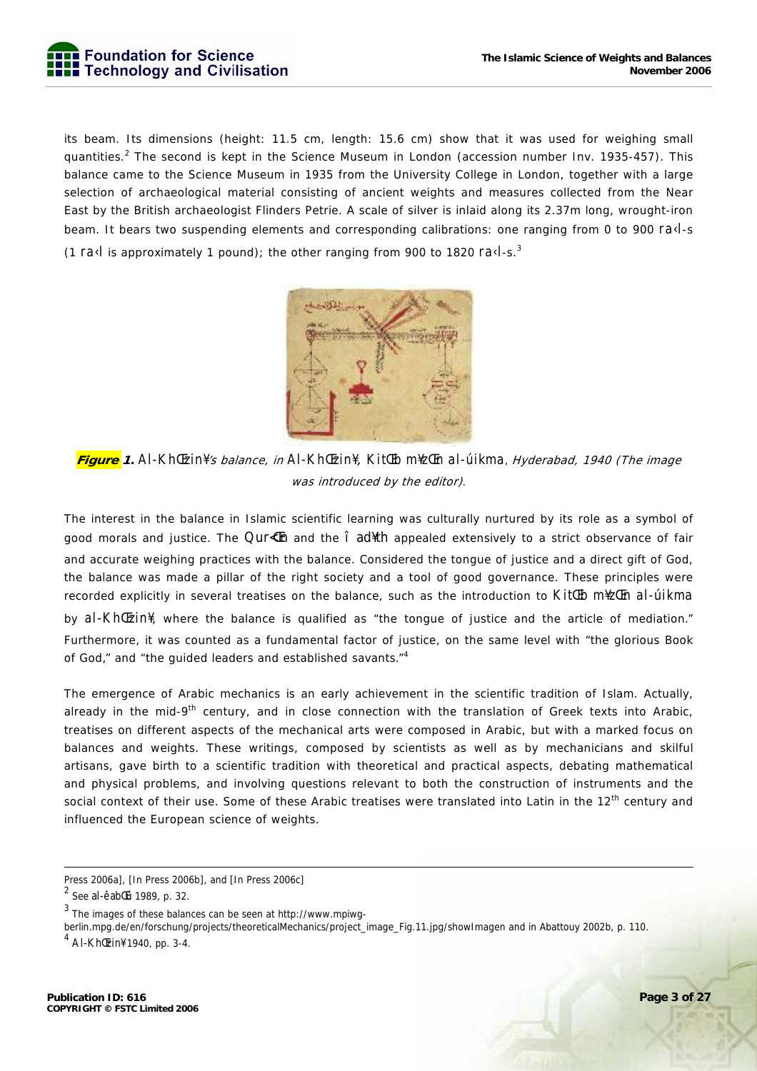its beam. Its dimensions (height: 11.5 cm, length: 15.6 cm) show that it was used for weighing small quantities.[2] The second is kept in the Science Museum in London (accession number Inv. 1935-457). This balance came to the Science Museum in 1935 from the University College in London, together with a large selection of archaeological material consisting of ancient weights and measures collected from the Near East by the British archaeologist Flinders Petrie. A scale of silver is inlaid along its 2.37m long, wrought-iron beam. It bears two suspending elements and corresponding calibrations: one ranging from 0 to 900 ra‹l-s (1 ra‹l is approximately 1 pound); the other ranging from 900 to 1820 ra‹l-s.[3]

***Figure* 1.** *Al-KhŒzin¥'s balance, in* Al-KhŒzin¥, *KitŒb m¥zŒn al-úikma*, *Hyderabad, 1940 (The image was introduced by the editor).*

The interest in the balance in Islamic scientific learning was culturally nurtured by its role as a symbol of good morals and justice. The Qur<Œn and the î ad¥th appealed extensively to a strict observance of fair and accurate weighing practices with the balance. Considered the tongue of justice and a direct gift of God, the balance was made a pillar of the right society and a tool of good governance. These principles were recorded explicitly in several treatises on the balance, such as the introduction to *KitŒb m¥zŒn al-úikma* by al-KhŒzin¥, where the balance is qualified as "the tongue of justice and the article of mediation." Furthermore, it was counted as a fundamental factor of justice, on the same level with "the glorious Book of God," and "the guided leaders and established savants."[4]

The emergence of Arabic mechanics is an early achievement in the scientific tradition of Islam. Actually, already in the mid-9th century, and in close connection with the translation of Greek texts into Arabic, treatises on different aspects of the mechanical arts were composed in Arabic, but with a marked focus on balances and weights. These writings, composed by scientists as well as by mechanicians and skilful artisans, gave birth to a scientific tradition with theoretical and practical aspects, debating mathematical and physical problems, and involving questions relevant to both the construction of instruments and the social context of their use. Some of these Arabic treatises were translated into Latin in the 12th century and influenced the European science of weights.

---

Press 2006a], [In Press 2006b], and [In Press 2006c]

[2] See al-êabŒ 1989, p. 32.

[3] The images of these balances can be seen at http://www.mpiwg-berlin.mpg.de/en/forschung/projects/theoreticalMechanics/project_image_Fig.11.jpg/showImagen and in Abattouy 2002b, p. 110.

[4] Al-KhŒzin¥ 1940, pp. 3-4.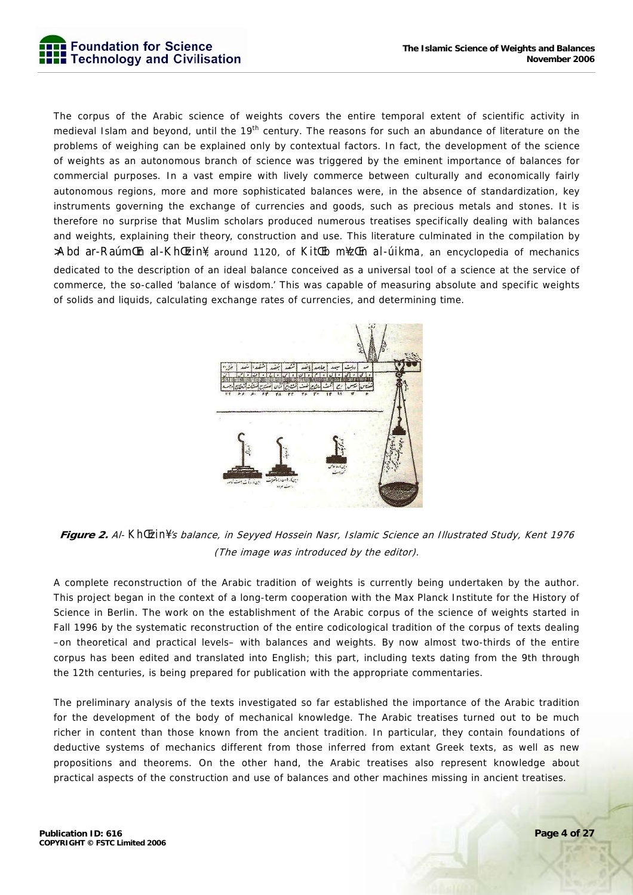The corpus of the Arabic science of weights covers the entire temporal extent of scientific activity in medieval Islam and beyond, until the 19th century. The reasons for such an abundance of literature on the problems of weighing can be explained only by contextual factors. In fact, the development of the science of weights as an autonomous branch of science was triggered by the eminent importance of balances for commercial purposes. In a vast empire with lively commerce between culturally and economically fairly autonomous regions, more and more sophisticated balances were, in the absence of standardization, key instruments governing the exchange of currencies and goods, such as precious metals and stones. It is therefore no surprise that Muslim scholars produced numerous treatises specifically dealing with balances and weights, explaining their theory, construction and use. This literature culminated in the compilation by ›Abd ar-RaúmŒn al-KhŒzin¥, around 1120, of *KitŒb m¥zŒn al-úikma*, an encyclopedia of mechanics dedicated to the description of an ideal balance conceived as a universal tool of a science at the service of commerce, the so-called 'balance of wisdom.' This was capable of measuring absolute and specific weights of solids and liquids, calculating exchange rates of currencies, and determining time.

***Figure 2.*** *Al-KhŒzin¥'s balance, in Seyyed Hossein Nasr, Islamic Science an Illustrated Study, Kent 1976 (The image was introduced by the editor).*

A complete reconstruction of the Arabic tradition of weights is currently being undertaken by the author. This project began in the context of a long-term cooperation with the Max Planck Institute for the History of Science in Berlin. The work on the establishment of the Arabic corpus of the science of weights started in Fall 1996 by the systematic reconstruction of the entire codicological tradition of the corpus of texts dealing –on theoretical and practical levels– with balances and weights. By now almost two-thirds of the entire corpus has been edited and translated into English; this part, including texts dating from the 9th through the 12th centuries, is being prepared for publication with the appropriate commentaries.

The preliminary analysis of the texts investigated so far established the importance of the Arabic tradition for the development of the body of mechanical knowledge. The Arabic treatises turned out to be much richer in content than those known from the ancient tradition. In particular, they contain foundations of deductive systems of mechanics different from those inferred from extant Greek texts, as well as new propositions and theorems. On the other hand, the Arabic treatises also represent knowledge about practical aspects of the construction and use of balances and other machines missing in ancient treatises.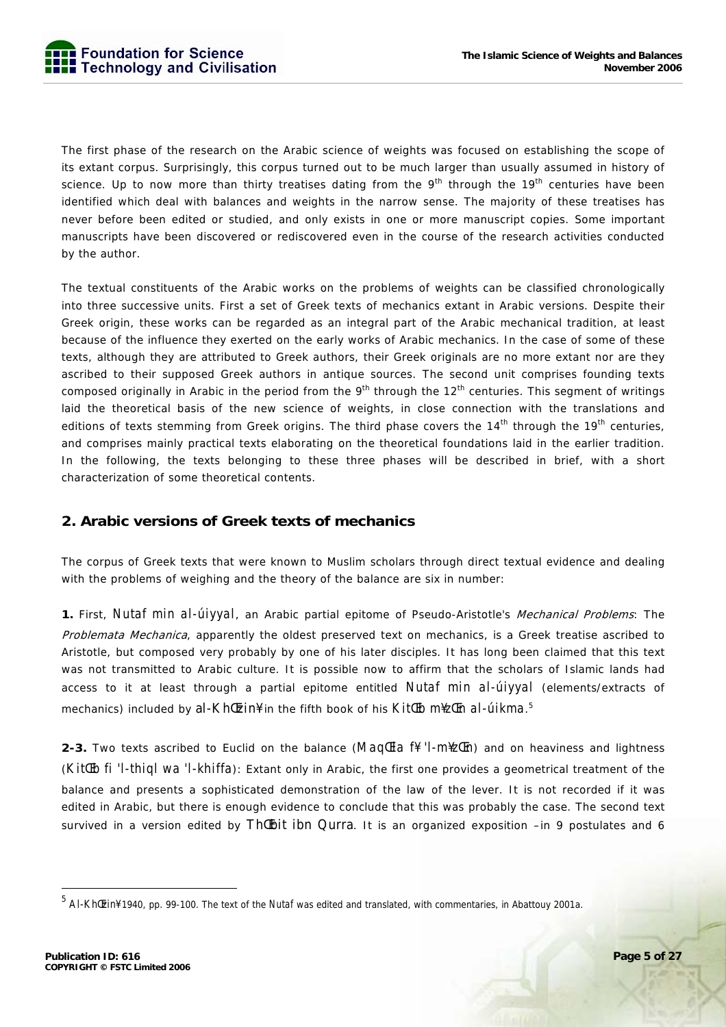The first phase of the research on the Arabic science of weights was focused on establishing the scope of its extant corpus. Surprisingly, this corpus turned out to be much larger than usually assumed in history of science. Up to now more than thirty treatises dating from the 9th through the 19th centuries have been identified which deal with balances and weights in the narrow sense. The majority of these treatises has never before been edited or studied, and only exists in one or more manuscript copies. Some important manuscripts have been discovered or rediscovered even in the course of the research activities conducted by the author.

The textual constituents of the Arabic works on the problems of weights can be classified chronologically into three successive units. First a set of Greek texts of mechanics extant in Arabic versions. Despite their Greek origin, these works can be regarded as an integral part of the Arabic mechanical tradition, at least because of the influence they exerted on the early works of Arabic mechanics. In the case of some of these texts, although they are attributed to Greek authors, their Greek originals are no more extant nor are they ascribed to their supposed Greek authors in antique sources. The second unit comprises founding texts composed originally in Arabic in the period from the 9th through the 12th centuries. This segment of writings laid the theoretical basis of the new science of weights, in close connection with the translations and editions of texts stemming from Greek origins. The third phase covers the 14th through the 19th centuries, and comprises mainly practical texts elaborating on the theoretical foundations laid in the earlier tradition. In the following, the texts belonging to these three phases will be described in brief, with a short characterization of some theoretical contents.

## 2. Arabic versions of Greek texts of mechanics

The corpus of Greek texts that were known to Muslim scholars through direct textual evidence and dealing with the problems of weighing and the theory of the balance are six in number:

**1.** First, Nutaf min al-úiyyal, an Arabic partial epitome of Pseudo-Aristotle's *Mechanical Problems*: The *Problemata Mechanica*, apparently the oldest preserved text on mechanics, is a Greek treatise ascribed to Aristotle, but composed very probably by one of his later disciples. It has long been claimed that this text was not transmitted to Arabic culture. It is possible now to affirm that the scholars of Islamic lands had access to it at least through a partial epitome entitled Nutaf min al-úiyyal (elements/extracts of mechanics) included by al-KhŒzin¥ in the fifth book of his KitŒb m¥zŒn al-úikma.[5]

**2-3.** Two texts ascribed to Euclid on the balance (MaqŒla f¥ 'l-m¥zŒn) and on heaviness and lightness (KitŒb fi 'l-thiql wa 'l-khiffa): Extant only in Arabic, the first one provides a geometrical treatment of the balance and presents a sophisticated demonstration of the law of the lever. It is not recorded if it was edited in Arabic, but there is enough evidence to conclude that this was probably the case. The second text survived in a version edited by ThŒbit ibn Qurra. It is an organized exposition –in 9 postulates and 6

---

[5] Al-KhŒzin¥ 1940, pp. 99-100. The text of the Nutaf was edited and translated, with commentaries, in Abattouy 2001a.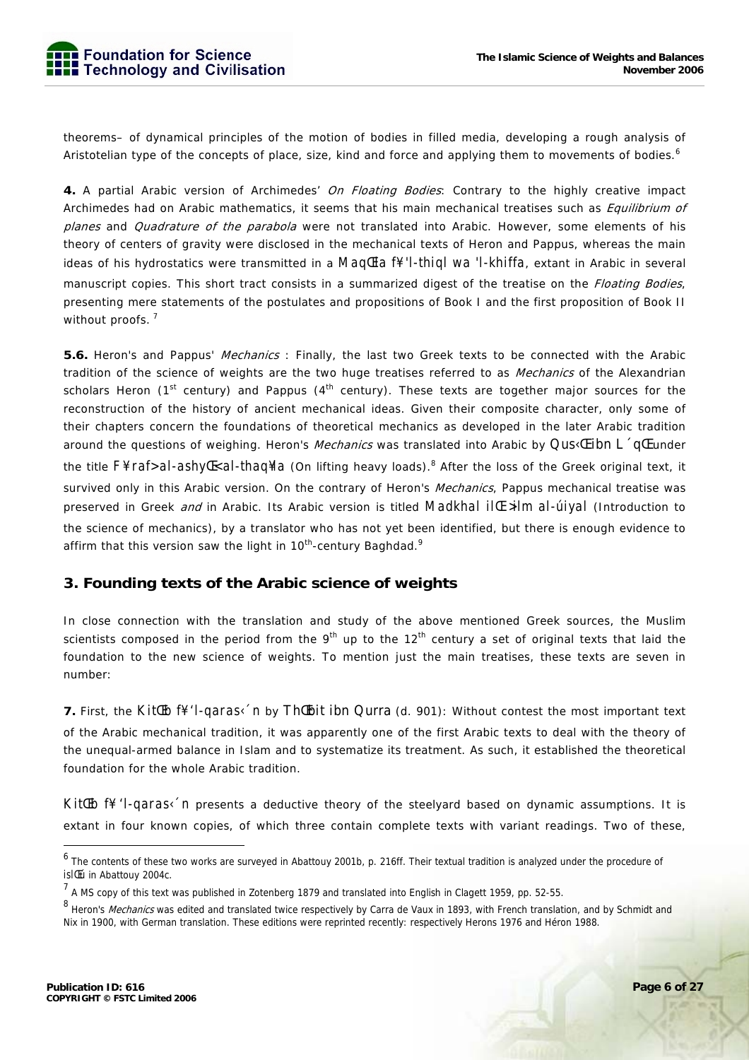theorems– of dynamical principles of the motion of bodies in filled media, developing a rough analysis of Aristotelian type of the concepts of place, size, kind and force and applying them to movements of bodies.[6]

**4.** A partial Arabic version of Archimedes' *On Floating Bodies*: Contrary to the highly creative impact Archimedes had on Arabic mathematics, it seems that his main mechanical treatises such as *Equilibrium of planes* and *Quadrature of the parabola* were not translated into Arabic. However, some elements of his theory of centers of gravity were disclosed in the mechanical texts of Heron and Pappus, whereas the main ideas of his hydrostatics were transmitted in a MaqŒla f¥'l-thiql wa 'l-khiffa, extant in Arabic in several manuscript copies. This short tract consists in a summarized digest of the treatise on the *Floating Bodies*, presenting mere statements of the postulates and propositions of Book I and the first proposition of Book II without proofs. [7]

**5.6.** Heron's and Pappus' *Mechanics* : Finally, the last two Greek texts to be connected with the Arabic tradition of the science of weights are the two huge treatises referred to as *Mechanics* of the Alexandrian scholars Heron (1st century) and Pappus (4th century). These texts are together major sources for the reconstruction of the history of ancient mechanical ideas. Given their composite character, only some of their chapters concern the foundations of theoretical mechanics as developed in the later Arabic tradition around the questions of weighing. Heron's *Mechanics* was translated into Arabic by Qus‹Œibn L´qŒunder the title F¥raf>al-ashyŒ<al-thaq¥la (On lifting heavy loads).[8] After the loss of the Greek original text, it survived only in this Arabic version. On the contrary of Heron's *Mechanics*, Pappus mechanical treatise was preserved in Greek *and* in Arabic. Its Arabic version is titled Madkhal ilŒ>ilm al-úiyal (Introduction to the science of mechanics), by a translator who has not yet been identified, but there is enough evidence to affirm that this version saw the light in 10th-century Baghdad.[9]

## 3. Founding texts of the Arabic science of weights

In close connection with the translation and study of the above mentioned Greek sources, the Muslim scientists composed in the period from the 9th up to the 12th century a set of original texts that laid the foundation to the new science of weights. To mention just the main treatises, these texts are seven in number:

**7.** First, the KitŒb f¥'l-qaras‹´n by ThŒbit ibn Qurra (d. 901): Without contest the most important text of the Arabic mechanical tradition, it was apparently one of the first Arabic texts to deal with the theory of the unequal-armed balance in Islam and to systematize its treatment. As such, it established the theoretical foundation for the whole Arabic tradition.

KitŒb f¥'l-qaras‹´n presents a deductive theory of the steelyard based on dynamic assumptions. It is extant in four known copies, of which three contain complete texts with variant readings. Two of these,

---

[6] The contents of these two works are surveyed in Abattouy 2001b, p. 216ff. Their textual tradition is analyzed under the procedure of islŒú in Abattouy 2004c.

[7] A MS copy of this text was published in Zotenberg 1879 and translated into English in Clagett 1959, pp. 52-55.

[8] Heron's *Mechanics* was edited and translated twice respectively by Carra de Vaux in 1893, with French translation, and by Schmidt and Nix in 1900, with German translation. These editions were reprinted recently: respectively Herons 1976 and Héron 1988.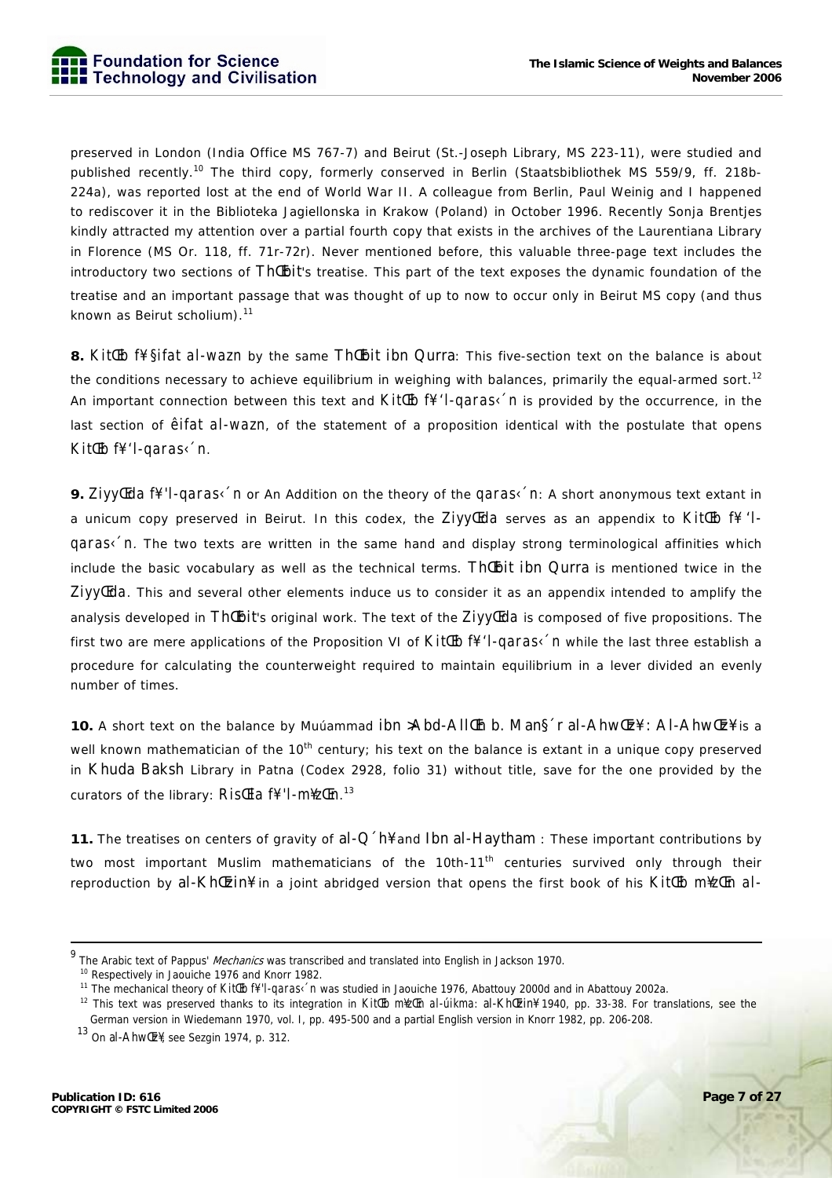preserved in London (India Office MS 767-7) and Beirut (St.-Joseph Library, MS 223-11), were studied and published recently.[10] The third copy, formerly conserved in Berlin (Staatsbibliothek MS 559/9, ff. 218b-224a), was reported lost at the end of World War II. A colleague from Berlin, Paul Weinig and I happened to rediscover it in the Biblioteka Jagiellonska in Krakow (Poland) in October 1996. Recently Sonja Brentjes kindly attracted my attention over a partial fourth copy that exists in the archives of the Laurentiana Library in Florence (MS Or. 118, ff. 71r-72r). Never mentioned before, this valuable three-page text includes the introductory two sections of ThŒbit's treatise. This part of the text exposes the dynamic foundation of the treatise and an important passage that was thought of up to now to occur only in Beirut MS copy (and thus known as Beirut scholium).[11]

**8.** KitŒb f¥§ifat al-wazn by the same ThŒbit ibn Qurra: This five-section text on the balance is about the conditions necessary to achieve equilibrium in weighing with balances, primarily the equal-armed sort.[12] An important connection between this text and KitŒb f¥'l-qaras‹´n is provided by the occurrence, in the last section of êifat al-wazn, of the statement of a proposition identical with the postulate that opens KitŒb f¥'l-qaras‹´n.

**9.** ZiyyŒda f¥'l-qaras‹´n or An Addition on the theory of the qaras‹´n: A short anonymous text extant in a unicum copy preserved in Beirut. In this codex, the ZiyyŒda serves as an appendix to KitŒb f¥'l-qaras‹´n. The two texts are written in the same hand and display strong terminological affinities which include the basic vocabulary as well as the technical terms. ThŒbit ibn Qurra is mentioned twice in the ZiyyŒda. This and several other elements induce us to consider it as an appendix intended to amplify the analysis developed in ThŒbit's original work. The text of the ZiyyŒda is composed of five propositions. The first two are mere applications of the Proposition VI of KitŒb f¥'l-qaras‹´n while the last three establish a procedure for calculating the counterweight required to maintain equilibrium in a lever divided an evenly number of times.

**10.** A short text on the balance by Muúammad ibn ›Abd-AllŒh b. Man§´r al-AhwŒz¥: Al-AhwŒz¥ is a well known mathematician of the 10th century; his text on the balance is extant in a unique copy preserved in Khuda Baksh Library in Patna (Codex 2928, folio 31) without title, save for the one provided by the curators of the library: RisŒla f¥'l-m¥zŒn.[13]

**11.** The treatises on centers of gravity of al-Q´h¥ and Ibn al-Haytham : These important contributions by two most important Muslim mathematicians of the 10th-11th centuries survived only through their reproduction by al-KhŒzin¥ in a joint abridged version that opens the first book of his KitŒb m¥zŒn al-

---

[9] The Arabic text of Pappus' *Mechanics* was transcribed and translated into English in Jackson 1970.

[10] Respectively in Jaouiche 1976 and Knorr 1982.

[11] The mechanical theory of KitŒb f¥'l-qaras‹´n was studied in Jaouiche 1976, Abattouy 2000d and in Abattouy 2002a.

[12] This text was preserved thanks to its integration in KitŒb m¥zŒn al-úikma: al-KhŒzin¥ 1940, pp. 33-38. For translations, see the German version in Wiedemann 1970, vol. I, pp. 495-500 and a partial English version in Knorr 1982, pp. 206-208.

[13] On al-AhwŒz¥, see Sezgin 1974, p. 312.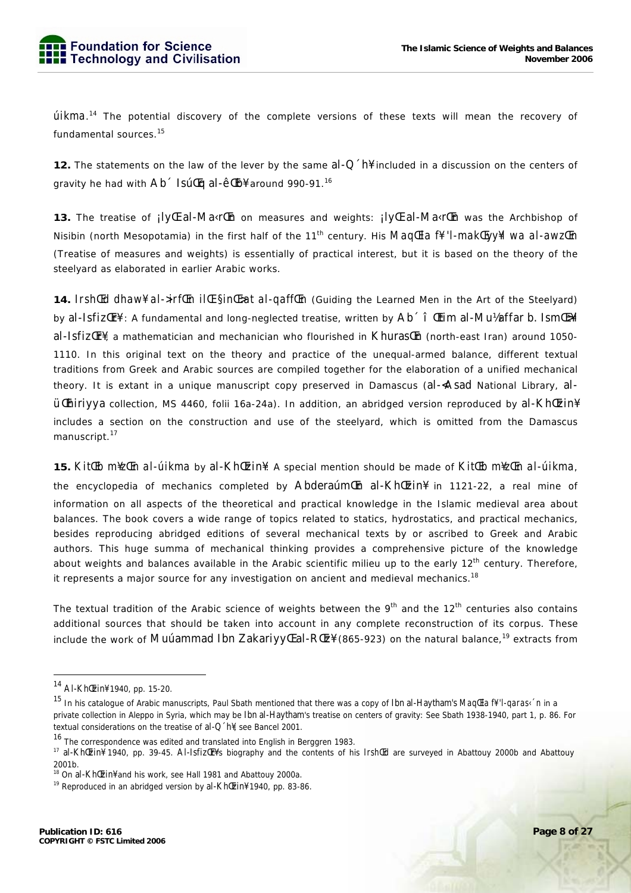úikma.[14] The potential discovery of the complete versions of these texts will mean the recovery of fundamental sources.[15]

**12.** The statements on the law of the lever by the same al-Q´h¥ included in a discussion on the centers of gravity he had with Ab´ IsúŒq al-êŒb¥ around 990-91.[16]

**13.** The treatise of ¡lyŒ al-Ma‹rŒn on measures and weights: ¡lyŒ al-Ma‹rŒn was the Archbishop of Nisibin (north Mesopotamia) in the first half of the 11th century. His MaqŒla f¥ 'l-makŒy¥l wa al-awzŒn (Treatise of measures and weights) is essentially of practical interest, but it is based on the theory of the steelyard as elaborated in earlier Arabic works.

**14.** IrshŒd dhaw¥ al-›irfŒn ilŒ §inŒ›at al-qaffŒn (Guiding the Learned Men in the Art of the Steelyard) by al-IsfizŒr¥: A fundamental and long-neglected treatise, written by Ab´ î Œtim al-Mu½affar b. IsmŒ›¥l al-IsfizŒr¥, a mathematician and mechanician who flourished in KhurasŒn (north-east Iran) around 1050-1110. In this original text on the theory and practice of the unequal-armed balance, different textual traditions from Greek and Arabic sources are compiled together for the elaboration of a unified mechanical theory. It is extant in a unique manuscript copy preserved in Damascus (al-<Asad National Library, al-üŒhiriyya collection, MS 4460, folii 16a-24a). In addition, an abridged version reproduced by al-KhŒzin¥ includes a section on the construction and use of the steelyard, which is omitted from the Damascus manuscript.[17]

**15.** KitŒb m¥zŒn al-úikma by al-KhŒzin¥: A special mention should be made of KitŒb m¥zŒn al-úikma, the encyclopedia of mechanics completed by AbderaúmŒn al-KhŒzin¥ in 1121-22, a real mine of information on all aspects of the theoretical and practical knowledge in the Islamic medieval area about balances. The book covers a wide range of topics related to statics, hydrostatics, and practical mechanics, besides reproducing abridged editions of several mechanical texts by or ascribed to Greek and Arabic authors. This huge summa of mechanical thinking provides a comprehensive picture of the knowledge about weights and balances available in the Arabic scientific milieu up to the early 12th century. Therefore, it represents a major source for any investigation on ancient and medieval mechanics.[18]

The textual tradition of the Arabic science of weights between the 9th and the 12th centuries also contains additional sources that should be taken into account in any complete reconstruction of its corpus. These include the work of Muúammad Ibn ZakariyyŒ al-RŒz¥ (865-923) on the natural balance,[19] extracts from

---

[14] Al-KhŒzin¥ 1940, pp. 15-20.

[15] In his catalogue of Arabic manuscripts, Paul Sbath mentioned that there was a copy of Ibn al-Haytham's MaqŒla f¥ 'l-qaras‹´n in a private collection in Aleppo in Syria, which may be Ibn al-Haytham's treatise on centers of gravity: See Sbath 1938-1940, part 1, p. 86. For textual considerations on the treatise of al-Q´h¥, see Bancel 2001.

[16] The correspondence was edited and translated into English in Berggren 1983.

[17] al-KhŒzin¥ 1940, pp. 39-45. Al-IsfizŒr¥'s biography and the contents of his IrshŒd are surveyed in Abattouy 2000b and Abattouy 2001b.

[18] On al-KhŒzin¥ and his work, see Hall 1981 and Abattouy 2000a.

[19] Reproduced in an abridged version by al-KhŒzin¥ 1940, pp. 83-86.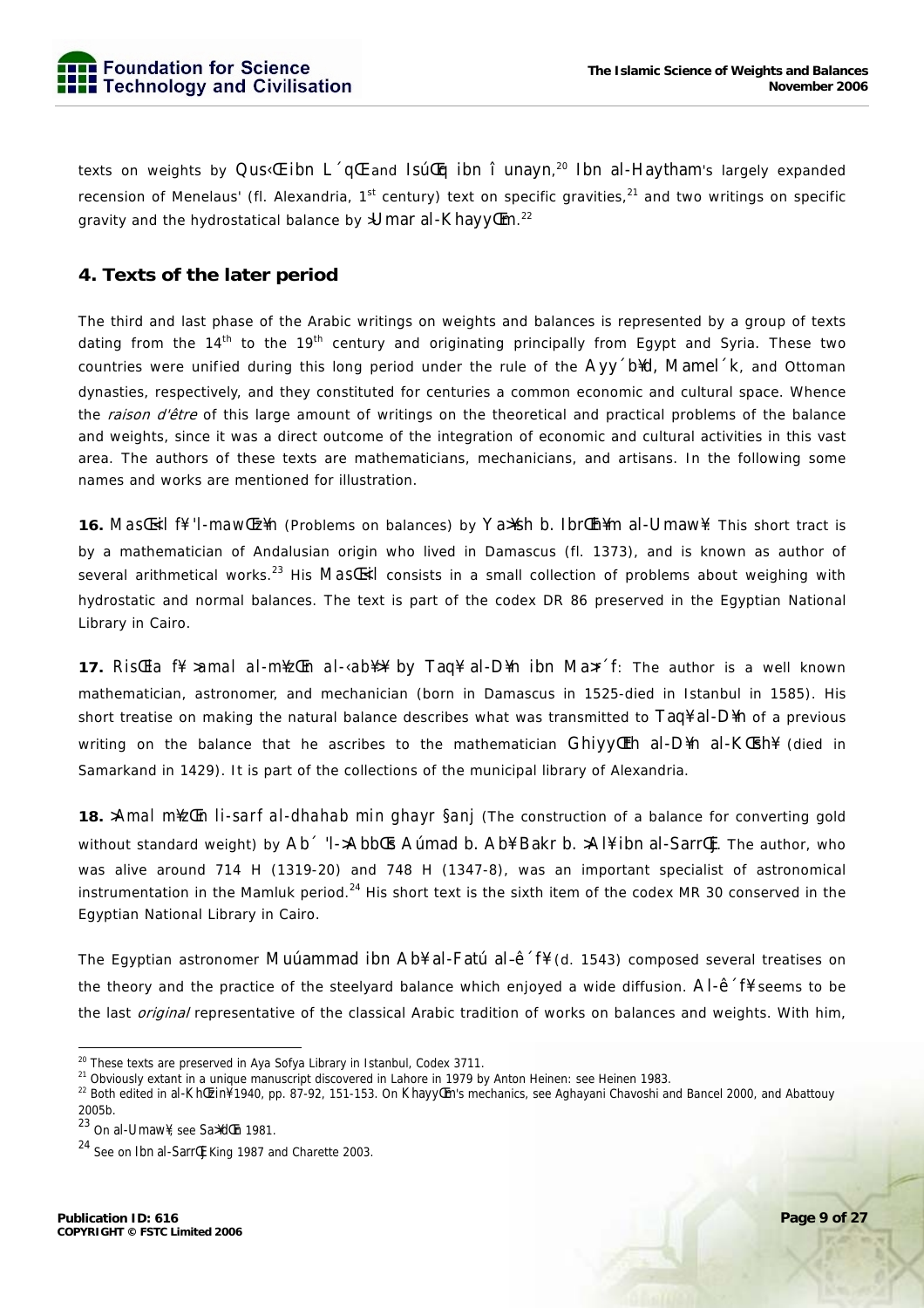texts on weights by Qus‹Œ ibn L´qŒ and IsúŒq ibn î unayn,[20] Ibn al-Haytham's largely expanded recension of Menelaus' (fl. Alexandria, 1st century) text on specific gravities,[21] and two writings on specific gravity and the hydrostatical balance by >Umar al-KhayyŒm.[22]

## 4. Texts of the later period

The third and last phase of the Arabic writings on weights and balances is represented by a group of texts dating from the 14th to the 19th century and originating principally from Egypt and Syria. These two countries were unified during this long period under the rule of the Ayy´b¥d, Mamel´k, and Ottoman dynasties, respectively, and they constituted for centuries a common economic and cultural space. Whence the *raison d'être* of this large amount of writings on the theoretical and practical problems of the balance and weights, since it was a direct outcome of the integration of economic and cultural activities in this vast area. The authors of these texts are mathematicians, mechanicians, and artisans. In the following some names and works are mentioned for illustration.

**16.** MasŒ›il f¥ 'l-mawŒz¥n (Problems on balances) by Ya>¥sh b. IbrŒh¥m al-Umaw¥. This short tract is by a mathematician of Andalusian origin who lived in Damascus (fl. 1373), and is known as author of several arithmetical works.[23] His MasŒ›il consists in a small collection of problems about weighing with hydrostatic and normal balances. The text is part of the codex DR 86 preserved in the Egyptian National Library in Cairo.

**17.** RisŒla f¥ >amal al-m¥zŒn al-‹ab¥>¥ by Taq¥ al-D¥n ibn Ma>r´f: The author is a well known mathematician, astronomer, and mechanician (born in Damascus in 1525-died in Istanbul in 1585). His short treatise on making the natural balance describes what was transmitted to Taq¥ al-D¥n of a previous writing on the balance that he ascribes to the mathematician GhiyyŒth al-D¥n al-KŒsh¥ (died in Samarkand in 1429). It is part of the collections of the municipal library of Alexandria.

**18.** >Amal m¥zŒn li-sarf al-dhahab min ghayr §anj (The construction of a balance for converting gold without standard weight) by Ab´ 'l->AbbŒs Aúmad b. Ab¥ Bakr b. >Al¥ ibn al-SarrŒj. The author, who was alive around 714 H (1319-20) and 748 H (1347-8), was an important specialist of astronomical instrumentation in the Mamluk period.[24] His short text is the sixth item of the codex MR 30 conserved in the Egyptian National Library in Cairo.

The Egyptian astronomer Muúammad ibn Ab¥ al-Fatú al-ê´f¥ (d. 1543) composed several treatises on the theory and the practice of the steelyard balance which enjoyed a wide diffusion. Al-ê´f¥ seems to be the last *original* representative of the classical Arabic tradition of works on balances and weights. With him,

---

[20] These texts are preserved in Aya Sofya Library in Istanbul, Codex 3711.

[21] Obviously extant in a unique manuscript discovered in Lahore in 1979 by Anton Heinen: see Heinen 1983.

[22] Both edited in al-KhŒzin¥ 1940, pp. 87-92, 151-153. On KhayyŒm's mechanics, see Aghayani Chavoshi and Bancel 2000, and Abattouy 2005b.

[23] On al-Umaw¥, see Sa>¥dŒn 1981.

[24] See on Ibn al-SarrŒj King 1987 and Charette 2003.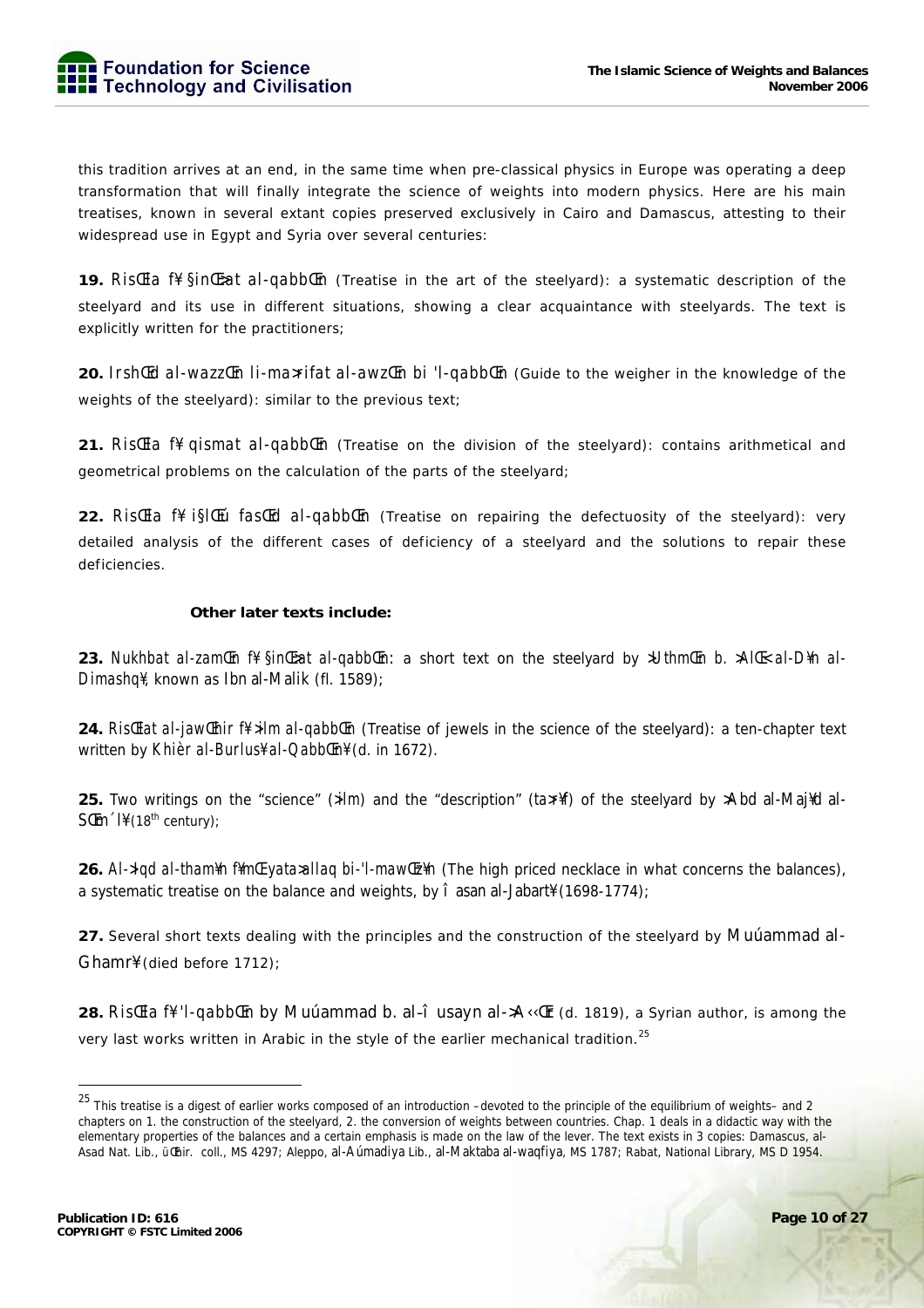this tradition arrives at an end, in the same time when pre-classical physics in Europe was operating a deep transformation that will finally integrate the science of weights into modern physics. Here are his main treatises, known in several extant copies preserved exclusively in Cairo and Damascus, attesting to their widespread use in Egypt and Syria over several centuries:

**19.** *RisŒla f¥ §inŒ>at al-qabbŒn* (Treatise in the art of the steelyard): a systematic description of the steelyard and its use in different situations, showing a clear acquaintance with steelyards. The text is explicitly written for the practitioners;

**20.** *IrshŒd al-wazzŒn li-ma>rifat al-awzŒn bi 'l-qabbŒn* (Guide to the weigher in the knowledge of the weights of the steelyard): similar to the previous text;

**21.** *RisŒla f¥ qismat al-qabbŒn* (Treatise on the division of the steelyard): contains arithmetical and geometrical problems on the calculation of the parts of the steelyard;

**22.** *RisŒla f¥ i§lŒú fasŒd al-qabbŒn* (Treatise on repairing the defectuosity of the steelyard): very detailed analysis of the different cases of deficiency of a steelyard and the solutions to repair these deficiencies.

**Other later texts include:**

**23.** *Nukhbat al-zamŒn f¥ §inŒ>at al-qabbŒn*: a short text on the steelyard by >UthmŒn b. >AlŒ< al-D¥n al-Dimashq¥, known as Ibn al-Malik (fl. 1589);

**24.** *RisŒlat al-jawŒhir f¥ >ilm al-qabbŒn* (Treatise of jewels in the science of the steelyard): a ten-chapter text written by Khièr al-Burlus¥ al-QabbŒn¥ (d. in 1672).

**25.** Two writings on the "science" (*>ilm*) and the "description" (*ta>r¥f*) of the steelyard by >Abd al-Maj¥d al-SŒn´l¥ (18th century);

**26.** *Al->iqd al-tham¥n f¥ mŒ yata>allaq bi-'l-mawŒz¥n* (The high priced necklace in what concerns the balances), a systematic treatise on the balance and weights, by î asan al-Jabart¥ (1698-1774);

**27.** Several short texts dealing with the principles and the construction of the steelyard by Muúammad al-Ghamr¥ (died before 1712);

**28.** *RisŒla f¥ 'l-qabbŒn* by Muúammad b. al-î usayn al->A‹‹Œr (d. 1819), a Syrian author, is among the very last works written in Arabic in the style of the earlier mechanical tradition.[25]

---

[25] This treatise is a digest of earlier works composed of an introduction –devoted to the principle of the equilibrium of weights– and 2 chapters on 1. the construction of the steelyard, 2. the conversion of weights between countries. Chap. 1 deals in a didactic way with the elementary properties of the balances and a certain emphasis is made on the law of the lever. The text exists in 3 copies: Damascus, al-Asad Nat. Lib., üŒhir. coll., MS 4297; Aleppo, al-Aúmadiya Lib., al-Maktaba al-waqfiya, MS 1787; Rabat, National Library, MS D 1954.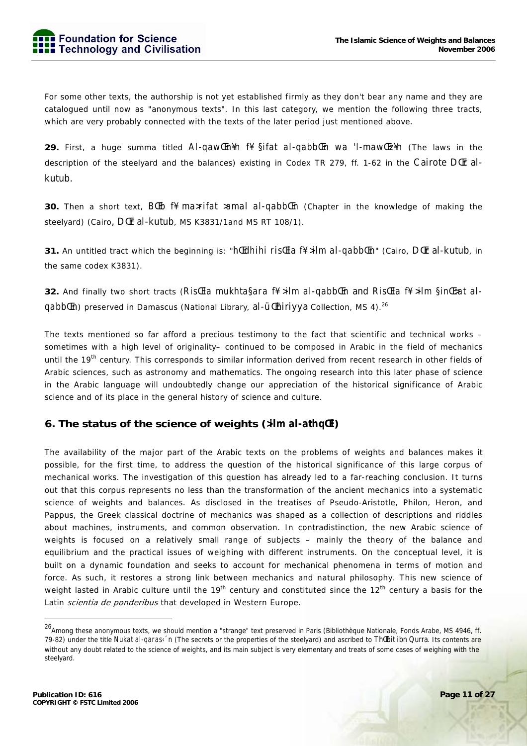For some other texts, the authorship is not yet established firmly as they don't bear any name and they are catalogued until now as "anonymous texts". In this last category, we mention the following three tracts, which are very probably connected with the texts of the later period just mentioned above.

**29.** First, a huge summa titled *Al-qawŒn¥n f¥ §ifat al-qabbŒn wa 'l-mawŒz¥n* (The laws in the description of the steelyard and the balances) existing in Codex TR 279, ff. 1-62 in the Cairote *DŒr al-kutub*.

**30.** Then a short text, *BŒb f¥ ma>rifat >amal al-qabbŒn* (Chapter in the knowledge of making the steelyard) (Cairo, *DŒr al-kutub*, MS K3831/1and MS RT 108/1).

**31.** An untitled tract which the beginning is: "*hŒdhihi risŒla f¥ >ilm al-qabbŒn*" (Cairo, *DŒr al-kutub*, in the same codex K3831).

**32.** And finally two short tracts (*RisŒla mukhta§ara f¥ >ilm al-qabbŒn* and *RisŒla f¥ >ilm §inŒ>at al-qabbŒn*) preserved in Damascus (National Library, *al-ÜŒhiriyya* Collection, MS 4).[26]

The texts mentioned so far afford a precious testimony to the fact that scientific and technical works – sometimes with a high level of originality– continued to be composed in Arabic in the field of mechanics until the 19th century. This corresponds to similar information derived from recent research in other fields of Arabic sciences, such as astronomy and mathematics. The ongoing research into this later phase of science in the Arabic language will undoubtedly change our appreciation of the historical significance of Arabic science and of its place in the general history of science and culture.

## 6. The status of the science of weights (*>ilm al-athqŒl*)

The availability of the major part of the Arabic texts on the problems of weights and balances makes it possible, for the first time, to address the question of the historical significance of this large corpus of mechanical works. The investigation of this question has already led to a far-reaching conclusion. It turns out that this corpus represents no less than the transformation of the ancient mechanics into a systematic science of weights and balances. As disclosed in the treatises of Pseudo-Aristotle, Philon, Heron, and Pappus, the Greek classical doctrine of mechanics was shaped as a collection of descriptions and riddles about machines, instruments, and common observation. In contradistinction, the new Arabic science of weights is focused on a relatively small range of subjects – mainly the theory of the balance and equilibrium and the practical issues of weighing with different instruments. On the conceptual level, it is built on a dynamic foundation and seeks to account for mechanical phenomena in terms of motion and force. As such, it restores a strong link between mechanics and natural philosophy. This new science of weight lasted in Arabic culture until the 19th century and constituted since the 12th century a basis for the Latin *scientia de ponderibus* that developed in Western Europe.

---

[26] Among these anonymous texts, we should mention a "strange" text preserved in Paris (Bibliothèque Nationale, Fonds Arabe, MS 4946, ff. 79-82) under the title *Nukat al-qaras‹´n* (The secrets or the properties of the steelyard) and ascribed to *ThŒbit ibn Qurra*. Its contents are without any doubt related to the science of weights, and its main subject is very elementary and treats of some cases of weighing with the steelyard.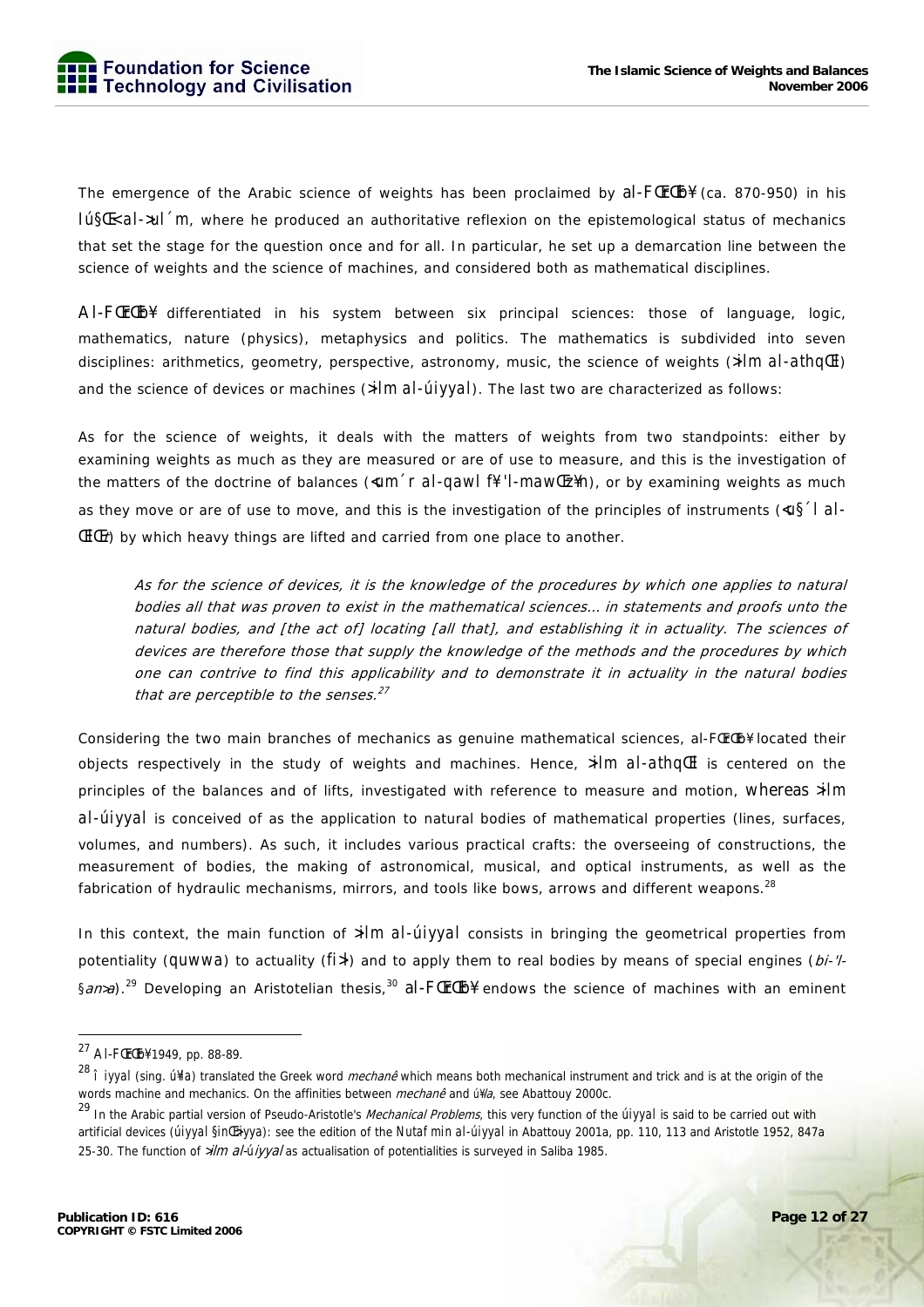The emergence of the Arabic science of weights has been proclaimed by al-FŒrŒbī (ca. 870-950) in his Iú§Œ<al->ul´m, where he produced an authoritative reflexion on the epistemological status of mechanics that set the stage for the question once and for all. In particular, he set up a demarcation line between the science of weights and the science of machines, and considered both as mathematical disciplines.

Al-FŒrŒbī differentiated in his system between six principal sciences: those of language, logic, mathematics, nature (physics), metaphysics and politics. The mathematics is subdivided into seven disciplines: arithmetics, geometry, perspective, astronomy, music, the science of weights (>ilm al-athqŒl) and the science of devices or machines (>ilm al-úiyyal). The last two are characterized as follows:

As for the science of weights, it deals with the matters of weights from two standpoints: either by examining weights as much as they are measured or are of use to measure, and this is the investigation of the matters of the doctrine of balances (<um´r al-qawl fī'l-mawŒzīn), or by examining weights as much as they move or are of use to move, and this is the investigation of the principles of instruments (<u§´l al-ŒlŒt) by which heavy things are lifted and carried from one place to another.

> *As for the science of devices, it is the knowledge of the procedures by which one applies to natural bodies all that was proven to exist in the mathematical sciences... in statements and proofs unto the natural bodies, and [the act of] locating [all that], and establishing it in actuality. The sciences of devices are therefore those that supply the knowledge of the methods and the procedures by which one can contrive to find this applicability and to demonstrate it in actuality in the natural bodies that are perceptible to the senses.*[27]

Considering the two main branches of mechanics as genuine mathematical sciences, al-FŒrŒbī located their objects respectively in the study of weights and machines. Hence, >ilm al-athqŒl is centered on the principles of the balances and of lifts, investigated with reference to measure and motion, whereas >ilm al-úiyyal is conceived of as the application to natural bodies of mathematical properties (lines, surfaces, volumes, and numbers). As such, it includes various practical crafts: the overseeing of constructions, the measurement of bodies, the making of astronomical, musical, and optical instruments, as well as the fabrication of hydraulic mechanisms, mirrors, and tools like bows, arrows and different weapons.[28]

In this context, the main function of >ilm al-úiyyal consists in bringing the geometrical properties from potentiality (quwwa) to actuality (fi>l) and to apply them to real bodies by means of special engines (*bi-'l-§an>a*).[29] Developing an Aristotelian thesis,[30] al-FŒrŒbī endows the science of machines with an eminent

---

[27] Al-FŒrŒbī 1949, pp. 88-89.

[28] Îiyyal (sing. úīla) translated the Greek word *mechanê* which means both mechanical instrument and trick and is at the origin of the words machine and mechanics. On the affinities between *mechanê* and úīla, see Abattouy 2000c.

[29] In the Arabic partial version of Pseudo-Aristotle's *Mechanical Problems*, this very function of the úiyyal is said to be carried out with artificial devices (úiyyal §inŒ>iyya): see the edition of the Nutaf min al-úiyyal in Abattouy 2001a, pp. 110, 113 and Aristotle 1952, 847a 25-30. The function of *>ilm al-úiyyal* as actualisation of potentialities is surveyed in Saliba 1985.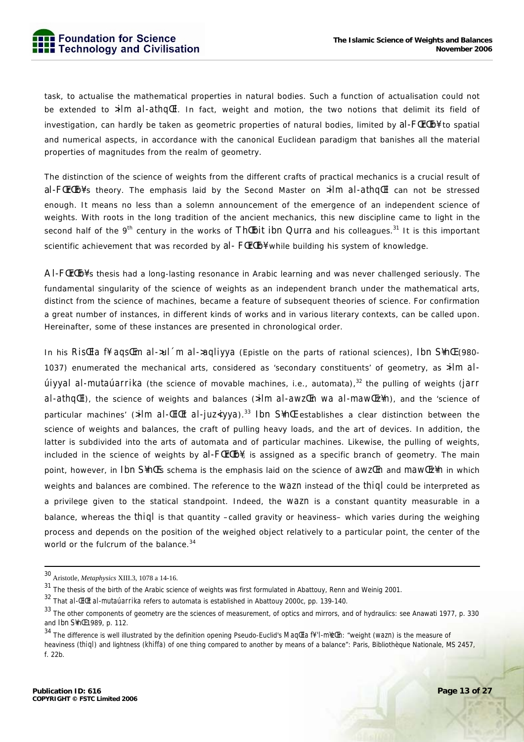task, to actualise the mathematical properties in natural bodies. Such a function of actualisation could not be extended to *›ilm al-athqŒl*. In fact, weight and motion, the two notions that delimit its field of investigation, can hardly be taken as geometric properties of natural bodies, limited by *al-FŒrŒb¥* to spatial and numerical aspects, in accordance with the canonical Euclidean paradigm that banishes all the material properties of magnitudes from the realm of geometry.

The distinction of the science of weights from the different crafts of practical mechanics is a crucial result of *al-FŒrŒb¥*'s theory. The emphasis laid by the Second Master on *›ilm al-athqŒl* can not be stressed enough. It means no less than a solemn announcement of the emergence of an independent science of weights. With roots in the long tradition of the ancient mechanics, this new discipline came to light in the second half of the 9th century in the works of *ThŒbit ibn Qurra* and his colleagues.[31] It is this important scientific achievement that was recorded by *al- FŒrŒb¥* while building his system of knowledge.

*Al-FŒrŒb¥*'s thesis had a long-lasting resonance in Arabic learning and was never challenged seriously. The fundamental singularity of the science of weights as an independent branch under the mathematical arts, distinct from the science of machines, became a feature of subsequent theories of science. For confirmation a great number of instances, in different kinds of works and in various literary contexts, can be called upon. Hereinafter, some of these instances are presented in chronological order.

In his *RisŒla f¥ aqsŒm al-›ul´m al-›aqliyya* (Epistle on the parts of rational sciences), *Ibn S¥nŒ* (980-1037) enumerated the mechanical arts, considered as 'secondary constituents' of geometry, as *›ilm al-úiyyal al-mutaúarrika* (the science of movable machines, i.e., automata),[32] the pulling of weights (*jarr al-athqŒl*), the science of weights and balances (*›ilm al-awzŒn wa al-mawŒz¥n*), and the 'science of particular machines' (*›ilm al-ŒlŒt al-juz‹iyya*).[33] *Ibn S¥nŒ* establishes a clear distinction between the science of weights and balances, the craft of pulling heavy loads, and the art of devices. In addition, the latter is subdivided into the arts of automata and of particular machines. Likewise, the pulling of weights, included in the science of weights by *al-FŒrŒb¥*, is assigned as a specific branch of geometry. The main point, however, in *Ibn S¥nŒ*'s schema is the emphasis laid on the science of *awzŒn* and *mawŒz¥n* in which weights and balances are combined. The reference to the *wazn* instead of the *thiql* could be interpreted as a privilege given to the statical standpoint. Indeed, the *wazn* is a constant quantity measurable in a balance, whereas the *thiql* is that quantity –called gravity or heaviness– which varies during the weighing process and depends on the position of the weighed object relatively to a particular point, the center of the world or the fulcrum of the balance.[34]

---

[30] Aristotle, *Metaphysics* XIII.3, 1078 a 14-16.

[31] The thesis of the birth of the Arabic science of weights was first formulated in Abattouy, Renn and Weinig 2001.

[32] That *al-ŒlŒt al-mutaúarrika* refers to automata is established in Abattouy 2000c, pp. 139-140.

[33] The other components of geometry are the sciences of measurement, of optics and mirrors, and of hydraulics: see Anawati 1977, p. 330 and *Ibn S¥nŒ* 1989, p. 112.

[34] The difference is well illustrated by the definition opening Pseudo-Euclid's *MaqŒla f¥'l-mŒzŒn*: "weight (*wazn*) is the measure of heaviness (*thiql*) and lightness (*khiffa*) of one thing compared to another by means of a balance": Paris, Bibliothèque Nationale, MS 2457, f. 22b.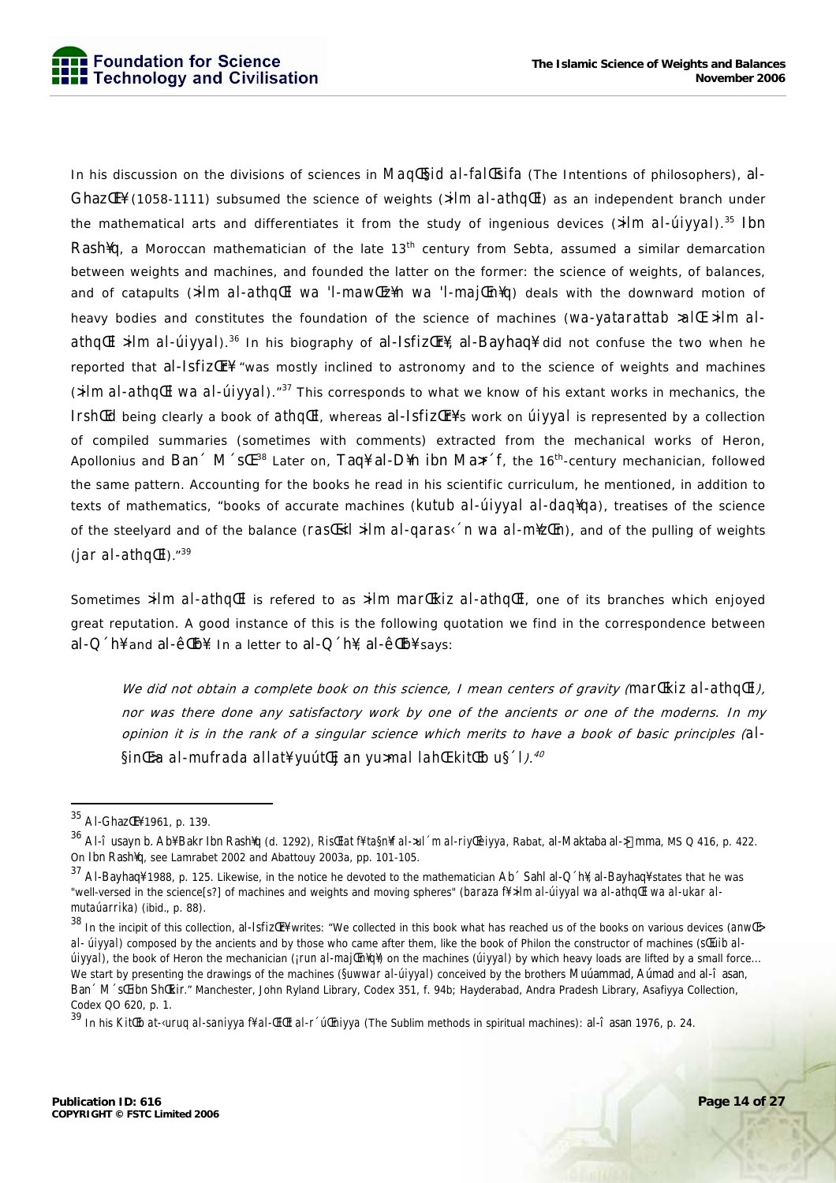In his discussion on the divisions of sciences in MaqŒ§id al-falŒsifa (The Intentions of philosophers), al-GhazŒl¥ (1058-1111) subsumed the science of weights (›ilm al-athqŒl) as an independent branch under the mathematical arts and differentiates it from the study of ingenious devices (›ilm al-úiyyal).[35] Ibn Rash¥q, a Moroccan mathematician of the late 13th century from Sebta, assumed a similar demarcation between weights and machines, and founded the latter on the former: the science of weights, of balances, and of catapults (›ilm al-athqŒl wa 'l-mawŒz¥n wa 'l-majŒn¥q) deals with the downward motion of heavy bodies and constitutes the foundation of the science of machines (wa-yatarattab ›alŒ ›ilm al-athqŒl ›ilm al-úiyyal).[36] In his biography of al-IsfizŒr¥, al-Bayhaq¥ did not confuse the two when he reported that al-IsfizŒr¥ "was mostly inclined to astronomy and to the science of weights and machines (›ilm al-athqŒl wa al-úiyyal)."[37] This corresponds to what we know of his extant works in mechanics, the IrshŒd being clearly a book of athqŒl, whereas al-IsfizŒr¥'s work on úiyyal is represented by a collection of compiled summaries (sometimes with comments) extracted from the mechanical works of Heron, Apollonius and Ban´ M´sŒ[38] Later on, Taq¥ al-D¥n ibn Ma›r´f, the 16th-century mechanician, followed the same pattern. Accounting for the books he read in his scientific curriculum, he mentioned, in addition to texts of mathematics, "books of accurate machines (kutub al-úiyyal al-daq¥qa), treatises of the science of the steelyard and of the balance (rasŒ'il ›ilm al-qaras‹´n wa al-m¥zŒn), and of the pulling of weights (jar al-athqŒl)."[39]

Sometimes ›ilm al-athqŒl is refered to as ›ilm marŒkiz al-athqŒl, one of its branches which enjoyed great reputation. A good instance of this is the following quotation we find in the correspondence between al-Q´h¥ and al-êŒb¥. In a letter to al-Q´h¥, al-êŒb¥ says:

> *We did not obtain a complete book on this science, I mean centers of gravity (marŒkiz al-athqŒl), nor was there done any satisfactory work by one of the ancients or one of the moderns. In my opinion it is in the rank of a singular science which merits to have a book of basic principles (al-§inŒ›a al-mufrada allat¥ yuútŒj an yu›mal lahŒ kitŒb u§´l).*[40]

---

[35] Al-GhazŒl¥ 1961, p. 139.

[36] Al-î usayn b. Ab¥ Bakr Ibn Rash¥q (d. 1292), RisŒlat f¥ ta§n¥f al-›ul´m al-riyŒãiyya, Rabat, al-Maktaba al-›Œmma, MS Q 416, p. 422. On Ibn Rash¥q, see Lamrabet 2002 and Abattouy 2003a, pp. 101-105.

[37] Al-Bayhaq¥ 1988, p. 125. Likewise, in the notice he devoted to the mathematician Ab´ Sahl al-Q´h¥, al-Bayhaq¥ states that he was "well-versed in the science[s?] of machines and weights and moving spheres" (baraza f¥ ›ilm al-úiyyal wa al-athqŒl wa al-ukar al-mutaúarrika) (ibid., p. 88).

[38] In the incipit of this collection, al-IsfizŒr¥ writes: "We collected in this book what has reached us of the books on various devices (anwŒ› al- úiyyal) composed by the ancients and by those who came after them, like the book of Philon the constructor of machines (sŒúib al-úiyyal), the book of Heron the mechanician (¡run al-majŒn¥q¥) on the machines (úiyyal) by which heavy loads are lifted by a small force... We start by presenting the drawings of the machines (§uwwar al-úiyyal) conceived by the brothers Muúammad, Aúmad and al-î asan, Ban´ M´sŒ ibn ShŒkir." Manchester, John Ryland Library, Codex 351, f. 94b; Hayderabad, Andra Pradesh Library, Asafiyya Collection, Codex QO 620, p. 1.

[39] In his KitŒb at-‹uruq al-saniyya f¥ al-ŒlŒt al-r´úŒniyya (The Sublim methods in spiritual machines): al-î asan 1976, p. 24.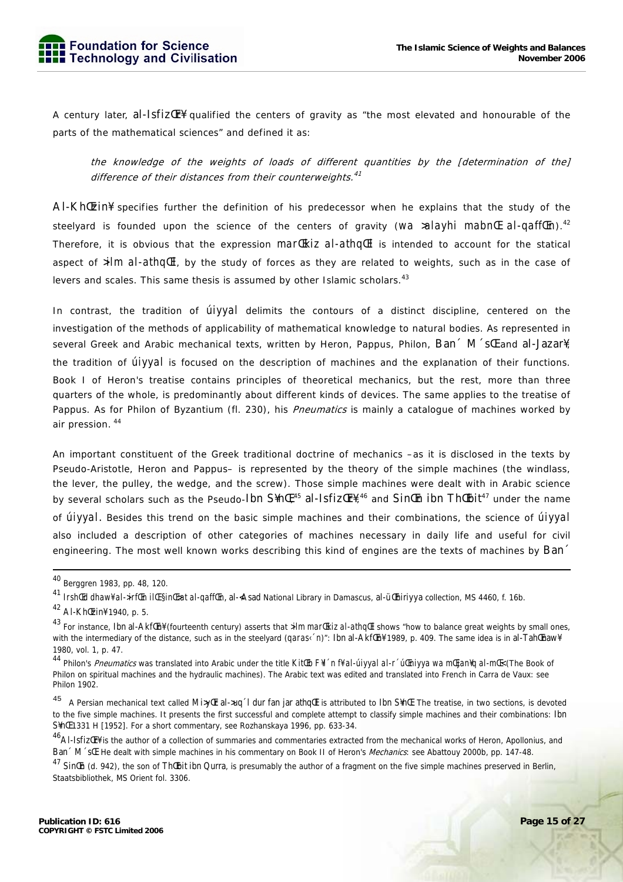A century later, al-IsfizŒr¥ qualified the centers of gravity as "the most elevated and honourable of the parts of the mathematical sciences" and defined it as:

> *the knowledge of the weights of loads of different quantities by the [determination of the] difference of their distances from their counterweights.*[41]

Al-KhŒzin¥ specifies further the definition of his predecessor when he explains that the study of the steelyard is founded upon the science of the centers of gravity (wa >alayhi mabnŒ al-qaffŒn).[42] Therefore, it is obvious that the expression marŒkiz al-athqŒl is intended to account for the statical aspect of >ilm al-athqŒl, by the study of forces as they are related to weights, such as in the case of levers and scales. This same thesis is assumed by other Islamic scholars.[43]

In contrast, the tradition of úiyyal delimits the contours of a distinct discipline, centered on the investigation of the methods of applicability of mathematical knowledge to natural bodies. As represented in several Greek and Arabic mechanical texts, written by Heron, Pappus, Philon, Ban´ M´sŒ and al-Jazar¥, the tradition of úiyyal is focused on the description of machines and the explanation of their functions. Book I of Heron's treatise contains principles of theoretical mechanics, but the rest, more than three quarters of the whole, is predominantly about different kinds of devices. The same applies to the treatise of Pappus. As for Philon of Byzantium (fl. 230), his *Pneumatics* is mainly a catalogue of machines worked by air pression.[44]

An important constituent of the Greek traditional doctrine of mechanics –as it is disclosed in the texts by Pseudo-Aristotle, Heron and Pappus– is represented by the theory of the simple machines (the windlass, the lever, the pulley, the wedge, and the screw). Those simple machines were dealt with in Arabic science by several scholars such as the Pseudo-Ibn S¥nŒ,[45] al-IsfizŒr¥,[46] and SinŒn ibn ThŒbit[47] under the name of úiyyal. Besides this trend on the basic simple machines and their combinations, the science of úiyyal also included a description of other categories of machines necessary in daily life and useful for civil engineering. The most well known works describing this kind of engines are the texts of machines by Ban´

---

[40] Berggren 1983, pp. 48, 120.

[41] IrshŒd dhaw¥ al->irfŒn ilŒ§inŒ>at al-qaffŒn, al-<Asad National Library in Damascus, al-ü Œhiriyya collection, MS 4460, f. 16b.

[42] Al-KhŒzin¥ 1940, p. 5.

[43] For instance, Ibn al-AkfŒn¥ (fourteenth century) asserts that >ilm marŒkiz al-athqŒl shows "how to balance great weights by small ones, with the intermediary of the distance, such as in the steelyard (qaras‹´n)": Ibn al-AkfŒn¥ 1989, p. 409. The same idea is in al-TahŒnaw¥ 1980, vol. 1, p. 47.

[44] Philon's *Pneumatics* was translated into Arabic under the title KitŒb F¥l´n f¥ al-úiyyal al-r´úŒniyya wa mŒ§an¥q al-mŒ< (The Book of Philon on spiritual machines and the hydraulic machines). The Arabic text was edited and translated into French in Carra de Vaux: see Philon 1902.

[45] A Persian mechanical text called Mi>yŒr al->uq´l dur fan jar athqŒl is attributed to Ibn S¥nŒ. The treatise, in two sections, is devoted to the five simple machines. It presents the first successful and complete attempt to classify simple machines and their combinations: Ibn S¥nŒ 1331 H [1952]. For a short commentary, see Rozhanskaya 1996, pp. 633-34.

[46] Al-IsfizŒr¥ is the author of a collection of summaries and commentaries extracted from the mechanical works of Heron, Apollonius, and Ban´ M´sŒ. He dealt with simple machines in his commentary on Book II of Heron's *Mechanics*: see Abattouy 2000b, pp. 147-48.

[47] SinŒn (d. 942), the son of ThŒbit ibn Qurra, is presumably the author of a fragment on the five simple machines preserved in Berlin, Staatsbibliothek, MS Orient fol. 3306.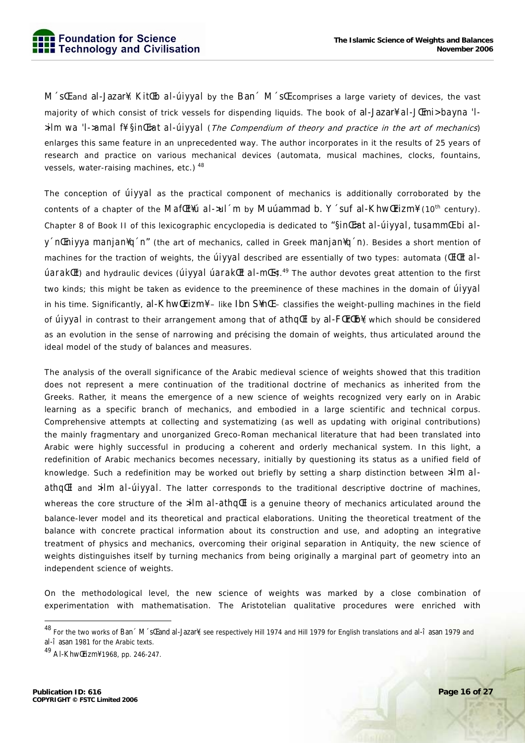Mūsā and al-Jazarī. Kitāb al-ḥiyal by the Banū Mūsā comprises a large variety of devices, the vast majority of which consist of trick vessels for dispending liquids. The book of al-Jazarī al-Jāmiʿ bayna 'l-ʿilm wa 'l-ʿamal fī ṣināʿat al-ḥiyal (*The Compendium of theory and practice in the art of mechanics*) enlarges this same feature in an unprecedented way. The author incorporates in it the results of 25 years of research and practice on various mechanical devices (automata, musical machines, clocks, fountains, vessels, water-raising machines, etc.) [48]

The conception of ḥiyal as the practical component of mechanics is additionally corroborated by the contents of a chapter of the Mafātīḥ al-ʿulūm by Muḥammad b. Yūsuf al-Khwārizmī (10th century). Chapter 8 of Book II of this lexicographic encyclopedia is dedicated to "ṣināʿat al-ḥiyal, tusammā bi al-yūnāniyya manjanīqūn" (the art of mechanics, called in Greek manjanīqūn). Besides a short mention of machines for the traction of weights, the ḥiyal described are essentially of two types: automata (ālāt al-ḥarakāt) and hydraulic devices (ḥiyal ḥarakāt al-māʾ).[49] The author devotes great attention to the first two kinds; this might be taken as evidence to the preeminence of these machines in the domain of ḥiyal in his time. Significantly, al-Khwārizmī – like Ibn Sīnā – classifies the weight-pulling machines in the field of ḥiyal in contrast to their arrangement among that of athqāl by al-Fārābī, which should be considered as an evolution in the sense of narrowing and précising the domain of weights, thus articulated around the ideal model of the study of balances and measures.

The analysis of the overall significance of the Arabic medieval science of weights showed that this tradition does not represent a mere continuation of the traditional doctrine of mechanics as inherited from the Greeks. Rather, it means the emergence of a new science of weights recognized very early on in Arabic learning as a specific branch of mechanics, and embodied in a large scientific and technical corpus. Comprehensive attempts at collecting and systematizing (as well as updating with original contributions) the mainly fragmentary and unorganized Greco-Roman mechanical literature that had been translated into Arabic were highly successful in producing a coherent and orderly mechanical system. In this light, a redefinition of Arabic mechanics becomes necessary, initially by questioning its status as a unified field of knowledge. Such a redefinition may be worked out briefly by setting a sharp distinction between ʿilm al-athqāl and ʿilm al-ḥiyal. The latter corresponds to the traditional descriptive doctrine of machines, whereas the core structure of the ʿilm al-athqāl is a genuine theory of mechanics articulated around the balance-lever model and its theoretical and practical elaborations. Uniting the theoretical treatment of the balance with concrete practical information about its construction and use, and adopting an integrative treatment of physics and mechanics, overcoming their original separation in Antiquity, the new science of weights distinguishes itself by turning mechanics from being originally a marginal part of geometry into an independent science of weights.

On the methodological level, the new science of weights was marked by a close combination of experimentation with mathematisation. The Aristotelian qualitative procedures were enriched with

---

[48] For the two works of Banū Mūsā and al-Jazarī, see respectively Hill 1974 and Hill 1979 for English translations and al-Ḥasan 1979 and al-Ḥasan 1981 for the Arabic texts.

[49] Al-Khwārizmī 1968, pp. 246-247.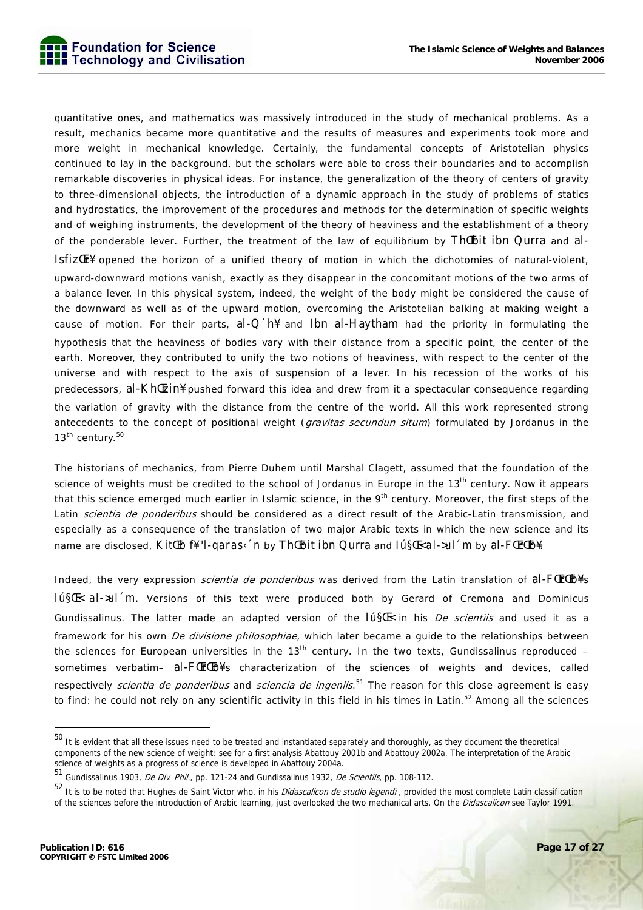quantitative ones, and mathematics was massively introduced in the study of mechanical problems. As a result, mechanics became more quantitative and the results of measures and experiments took more and more weight in mechanical knowledge. Certainly, the fundamental concepts of Aristotelian physics continued to lay in the background, but the scholars were able to cross their boundaries and to accomplish remarkable discoveries in physical ideas. For instance, the generalization of the theory of centers of gravity to three-dimensional objects, the introduction of a dynamic approach in the study of problems of statics and hydrostatics, the improvement of the procedures and methods for the determination of specific weights and of weighing instruments, the development of the theory of heaviness and the establishment of a theory of the ponderable lever. Further, the treatment of the law of equilibrium by ThŒbit ibn Qurra and al-IsfizŒr¥ opened the horizon of a unified theory of motion in which the dichotomies of natural-violent, upward-downward motions vanish, exactly as they disappear in the concomitant motions of the two arms of a balance lever. In this physical system, indeed, the weight of the body might be considered the cause of the downward as well as of the upward motion, overcoming the Aristotelian balking at making weight a cause of motion. For their parts, al-Q´h¥ and Ibn al-Haytham had the priority in formulating the hypothesis that the heaviness of bodies vary with their distance from a specific point, the center of the earth. Moreover, they contributed to unify the two notions of heaviness, with respect to the center of the universe and with respect to the axis of suspension of a lever. In his recession of the works of his predecessors, al-KhŒzin¥ pushed forward this idea and drew from it a spectacular consequence regarding the variation of gravity with the distance from the centre of the world. All this work represented strong antecedents to the concept of positional weight (*gravitas secundun situm*) formulated by Jordanus in the 13th century.[50]

The historians of mechanics, from Pierre Duhem until Marshal Clagett, assumed that the foundation of the science of weights must be credited to the school of Jordanus in Europe in the 13th century. Now it appears that this science emerged much earlier in Islamic science, in the 9th century. Moreover, the first steps of the Latin *scientia de ponderibus* should be considered as a direct result of the Arabic-Latin transmission, and especially as a consequence of the translation of two major Arabic texts in which the new science and its name are disclosed, KitŒb f¥'l-qaras‹´n by ThŒbit ibn Qurra and Iú§Œ< al-›ul´m by al-FŒrŒb¥.

Indeed, the very expression *scientia de ponderibus* was derived from the Latin translation of al-FŒrŒb¥'s Iú§Œ< al-›ul´m. Versions of this text were produced both by Gerard of Cremona and Dominicus Gundissalinus. The latter made an adapted version of the Iú§Œ< in his *De scientiis* and used it as a framework for his own *De divisione philosophiae*, which later became a guide to the relationships between the sciences for European universities in the 13th century. In the two texts, Gundissalinus reproduced – sometimes verbatim– al-FŒrŒb¥'s characterization of the sciences of weights and devices, called respectively *scientia de ponderibus* and *sciencia de ingeniis*.[51] The reason for this close agreement is easy to find: he could not rely on any scientific activity in this field in his times in Latin.[52] Among all the sciences

---

[50] It is evident that all these issues need to be treated and instantiated separately and thoroughly, as they document the theoretical components of the new science of weight: see for a first analysis Abattouy 2001b and Abattouy 2002a. The interpretation of the Arabic science of weights as a progress of science is developed in Abattouy 2004a.

[51] Gundissalinus 1903, *De Div. Phil.*, pp. 121-24 and Gundissalinus 1932, *De Scientiis*, pp. 108-112.

[52] It is to be noted that Hughes de Saint Victor who, in his *Didascalicon de studio legendi*, provided the most complete Latin classification of the sciences before the introduction of Arabic learning, just overlooked the two mechanical arts. On the *Didascalicon* see Taylor 1991.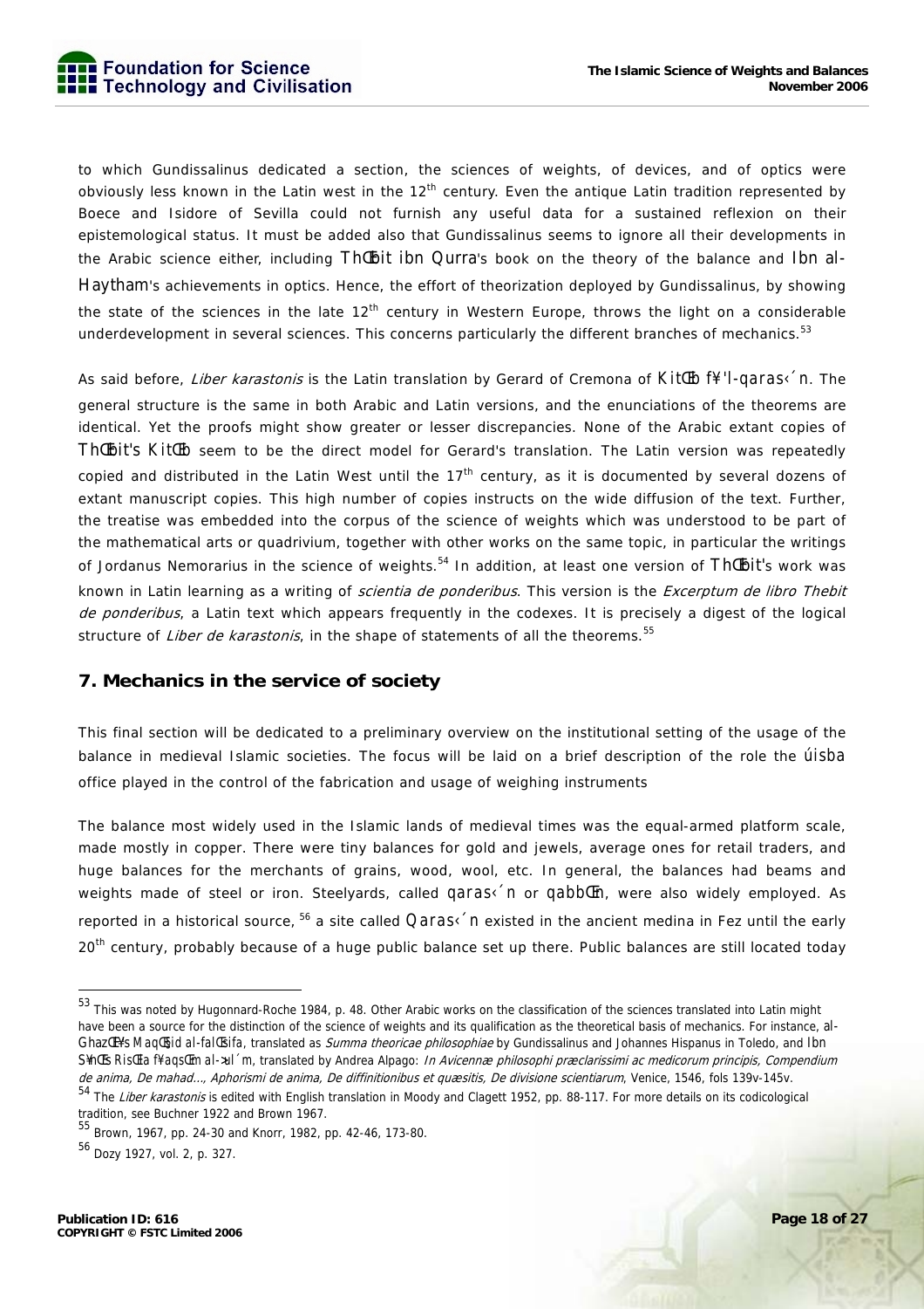to which Gundissalinus dedicated a section, the sciences of weights, of devices, and of optics were obviously less known in the Latin west in the 12th century. Even the antique Latin tradition represented by Boece and Isidore of Sevilla could not furnish any useful data for a sustained reflexion on their epistemological status. It must be added also that Gundissalinus seems to ignore all their developments in the Arabic science either, including ThŒbit ibn Qurra's book on the theory of the balance and Ibn al-Haytham's achievements in optics. Hence, the effort of theorization deployed by Gundissalinus, by showing the state of the sciences in the late 12th century in Western Europe, throws the light on a considerable underdevelopment in several sciences. This concerns particularly the different branches of mechanics.[53]

As said before, *Liber karastonis* is the Latin translation by Gerard of Cremona of KitŒb f¥'l-qaras‹´n. The general structure is the same in both Arabic and Latin versions, and the enunciations of the theorems are identical. Yet the proofs might show greater or lesser discrepancies. None of the Arabic extant copies of ThŒbit's KitŒb seem to be the direct model for Gerard's translation. The Latin version was repeatedly copied and distributed in the Latin West until the 17th century, as it is documented by several dozens of extant manuscript copies. This high number of copies instructs on the wide diffusion of the text. Further, the treatise was embedded into the corpus of the science of weights which was understood to be part of the mathematical arts or quadrivium, together with other works on the same topic, in particular the writings of Jordanus Nemorarius in the science of weights.[54] In addition, at least one version of ThŒbit's work was known in Latin learning as a writing of *scientia de ponderibus*. This version is the *Excerptum de libro Thebit de ponderibus*, a Latin text which appears frequently in the codexes. It is precisely a digest of the logical structure of *Liber de karastonis*, in the shape of statements of all the theorems.[55]

## 7. Mechanics in the service of society

This final section will be dedicated to a preliminary overview on the institutional setting of the usage of the balance in medieval Islamic societies. The focus will be laid on a brief description of the role the úisba office played in the control of the fabrication and usage of weighing instruments

The balance most widely used in the Islamic lands of medieval times was the equal-armed platform scale, made mostly in copper. There were tiny balances for gold and jewels, average ones for retail traders, and huge balances for the merchants of grains, wood, wool, etc. In general, the balances had beams and weights made of steel or iron. Steelyards, called qaras‹´n or qabbŒn, were also widely employed. As reported in a historical source, [56] a site called Qaras‹´n existed in the ancient medina in Fez until the early 20th century, probably because of a huge public balance set up there. Public balances are still located today

---

[53] This was noted by Hugonnard-Roche 1984, p. 48. Other Arabic works on the classification of the sciences translated into Latin might have been a source for the distinction of the science of weights and its qualification as the theoretical basis of mechanics. For instance, al-GhazŒl¥'s MaqŒşid al-falŒsifa, translated as *Summa theoricae philosophiae* by Gundissalinus and Johannes Hispanus in Toledo, and Ibn S¥nŒ's RisŒla f¥aqsŒm al-�>ul´m, translated by Andrea Alpago: *In Avicennæ philosophi præclarissimi ac medicorum principis, Compendium de anima, De mahad..., Aphorismi de anima, De diffinitionibus et quæsitis, De divisione scientiarum*, Venice, 1546, fols 139v-145v.

[54] The *Liber karastonis* is edited with English translation in Moody and Clagett 1952, pp. 88-117. For more details on its codicological tradition, see Buchner 1922 and Brown 1967.

[55] Brown, 1967, pp. 24-30 and Knorr, 1982, pp. 42-46, 173-80.

[56] Dozy 1927, vol. 2, p. 327.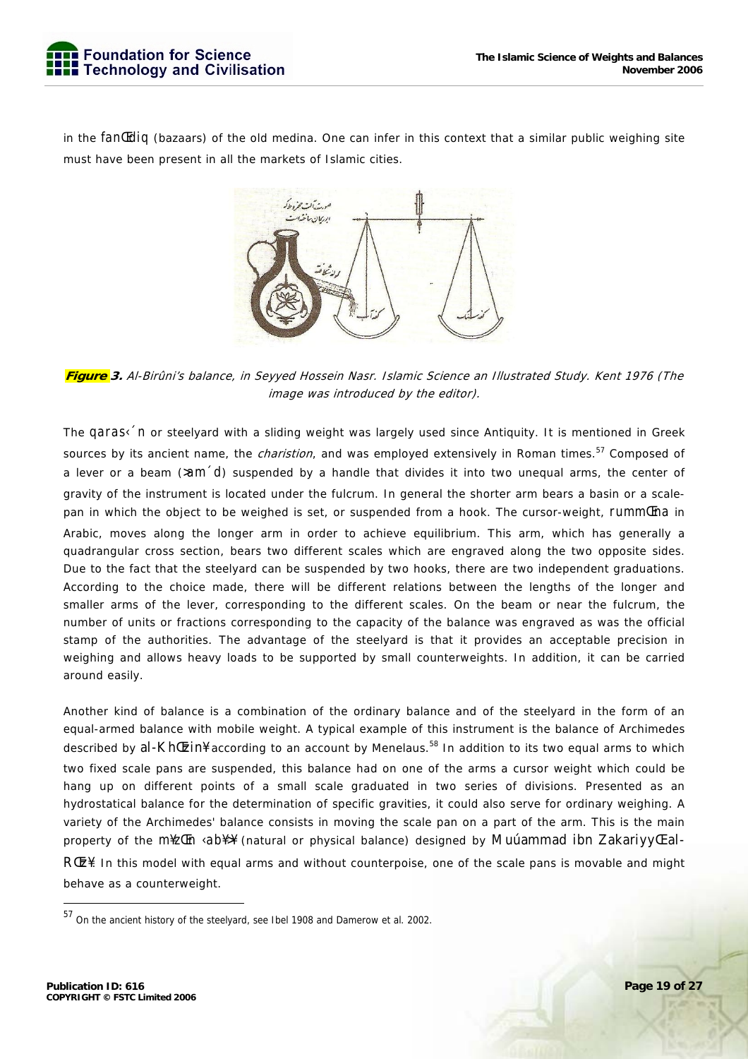in the fanŒdiq (bazaars) of the old medina. One can infer in this context that a similar public weighing site must have been present in all the markets of Islamic cities.

**Figure 3.** *Al-Birûni's balance, in Seyyed Hossein Nasr. Islamic Science an Illustrated Study. Kent 1976 (The image was introduced by the editor).*

The qaras‹´n or steelyard with a sliding weight was largely used since Antiquity. It is mentioned in Greek sources by its ancient name, the *charistion*, and was employed extensively in Roman times.[57] Composed of a lever or a beam (>am´d) suspended by a handle that divides it into two unequal arms, the center of gravity of the instrument is located under the fulcrum. In general the shorter arm bears a basin or a scale-pan in which the object to be weighed is set, or suspended from a hook. The cursor-weight, rummŒna in Arabic, moves along the longer arm in order to achieve equilibrium. This arm, which has generally a quadrangular cross section, bears two different scales which are engraved along the two opposite sides. Due to the fact that the steelyard can be suspended by two hooks, there are two independent graduations. According to the choice made, there will be different relations between the lengths of the longer and smaller arms of the lever, corresponding to the different scales. On the beam or near the fulcrum, the number of units or fractions corresponding to the capacity of the balance was engraved as was the official stamp of the authorities. The advantage of the steelyard is that it provides an acceptable precision in weighing and allows heavy loads to be supported by small counterweights. In addition, it can be carried around easily.

Another kind of balance is a combination of the ordinary balance and of the steelyard in the form of an equal-armed balance with mobile weight. A typical example of this instrument is the balance of Archimedes described by al-KhŒzin¥ according to an account by Menelaus.[58] In addition to its two equal arms to which two fixed scale pans are suspended, this balance had on one of the arms a cursor weight which could be hang up on different points of a small scale graduated in two series of divisions. Presented as an hydrostatical balance for the determination of specific gravities, it could also serve for ordinary weighing. A variety of the Archimedes' balance consists in moving the scale pan on a part of the arm. This is the main property of the m¥zŒn ‹ab¥‹¥ (natural or physical balance) designed by Muúammad ibn ZakariyyŒ al-RŒz¥. In this model with equal arms and without counterpoise, one of the scale pans is movable and might behave as a counterweight.

[57] On the ancient history of the steelyard, see Ibel 1908 and Damerow et al. 2002.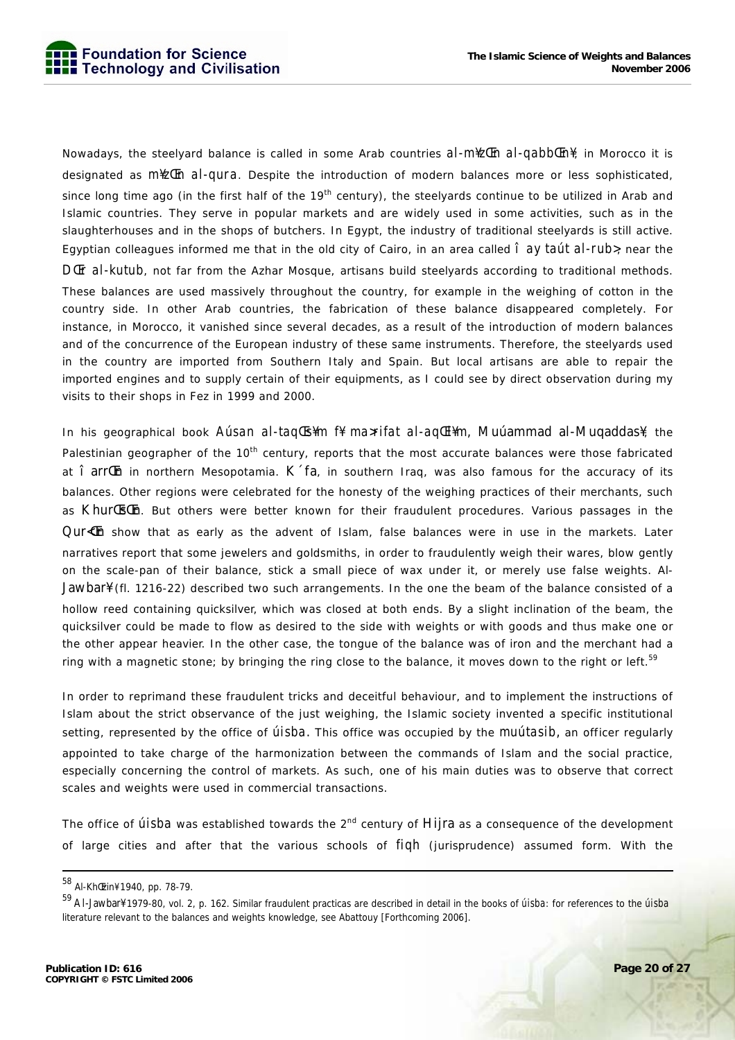Nowadays, the steelyard balance is called in some Arab countries *al-m¥zŒn al-qabbŒn¥*; in Morocco it is designated as *m¥zŒn al-qura*. Despite the introduction of modern balances more or less sophisticated, since long time ago (in the first half of the 19th century), the steelyards continue to be utilized in Arab and Islamic countries. They serve in popular markets and are widely used in some activities, such as in the slaughterhouses and in the shops of butchers. In Egypt, the industry of traditional steelyards is still active. Egyptian colleagues informed me that in the old city of Cairo, in an area called *Î ay taút al-rub>*, near the *DŒr al-kutub*, not far from the Azhar Mosque, artisans build steelyards according to traditional methods. These balances are used massively throughout the country, for example in the weighing of cotton in the country side. In other Arab countries, the fabrication of these balance disappeared completely. For instance, in Morocco, it vanished since several decades, as a result of the introduction of modern balances and of the concurrence of the European industry of these same instruments. Therefore, the steelyards used in the country are imported from Southern Italy and Spain. But local artisans are able to repair the imported engines and to supply certain of their equipments, as I could see by direct observation during my visits to their shops in Fez in 1999 and 2000.

In his geographical book *Aúsan al-taqŒs¥m f¥ ma>rifat al-aqŒl¥m*, *Muúammad al-Muqaddas¥*, the Palestinian geographer of the 10th century, reports that the most accurate balances were those fabricated at *Î arrŒn* in northern Mesopotamia. *K´fa*, in southern Iraq, was also famous for the accuracy of its balances. Other regions were celebrated for the honesty of the weighing practices of their merchants, such as *KhurŒsŒn*. But others were better known for their fraudulent procedures. Various passages in the *Qur<Œn* show that as early as the advent of Islam, false balances were in use in the markets. Later narratives report that some jewelers and goldsmiths, in order to fraudulently weigh their wares, blow gently on the scale-pan of their balance, stick a small piece of wax under it, or merely use false weights. Al-*Jawbar¥* (fl. 1216-22) described two such arrangements. In the one the beam of the balance consisted of a hollow reed containing quicksilver, which was closed at both ends. By a slight inclination of the beam, the quicksilver could be made to flow as desired to the side with weights or with goods and thus make one or the other appear heavier. In the other case, the tongue of the balance was of iron and the merchant had a ring with a magnetic stone; by bringing the ring close to the balance, it moves down to the right or left.[59]

In order to reprimand these fraudulent tricks and deceitful behaviour, and to implement the instructions of Islam about the strict observance of the just weighing, the Islamic society invented a specific institutional setting, represented by the office of *úisba*. This office was occupied by the *muútasib*, an officer regularly appointed to take charge of the harmonization between the commands of Islam and the social practice, especially concerning the control of markets. As such, one of his main duties was to observe that correct scales and weights were used in commercial transactions.

The office of *úisba* was established towards the 2nd century of *Hijra* as a consequence of the development of large cities and after that the various schools of *fiqh* (jurisprudence) assumed form. With the

---

[58] Al-KhŒzin¥ 1940, pp. 78-79.

[59] Al-Jawbar¥ 1979-80, vol. 2, p. 162. Similar fraudulent practicas are described in detail in the books of *úisba*: for references to the *úisba* literature relevant to the balances and weights knowledge, see Abattouy [Forthcoming 2006].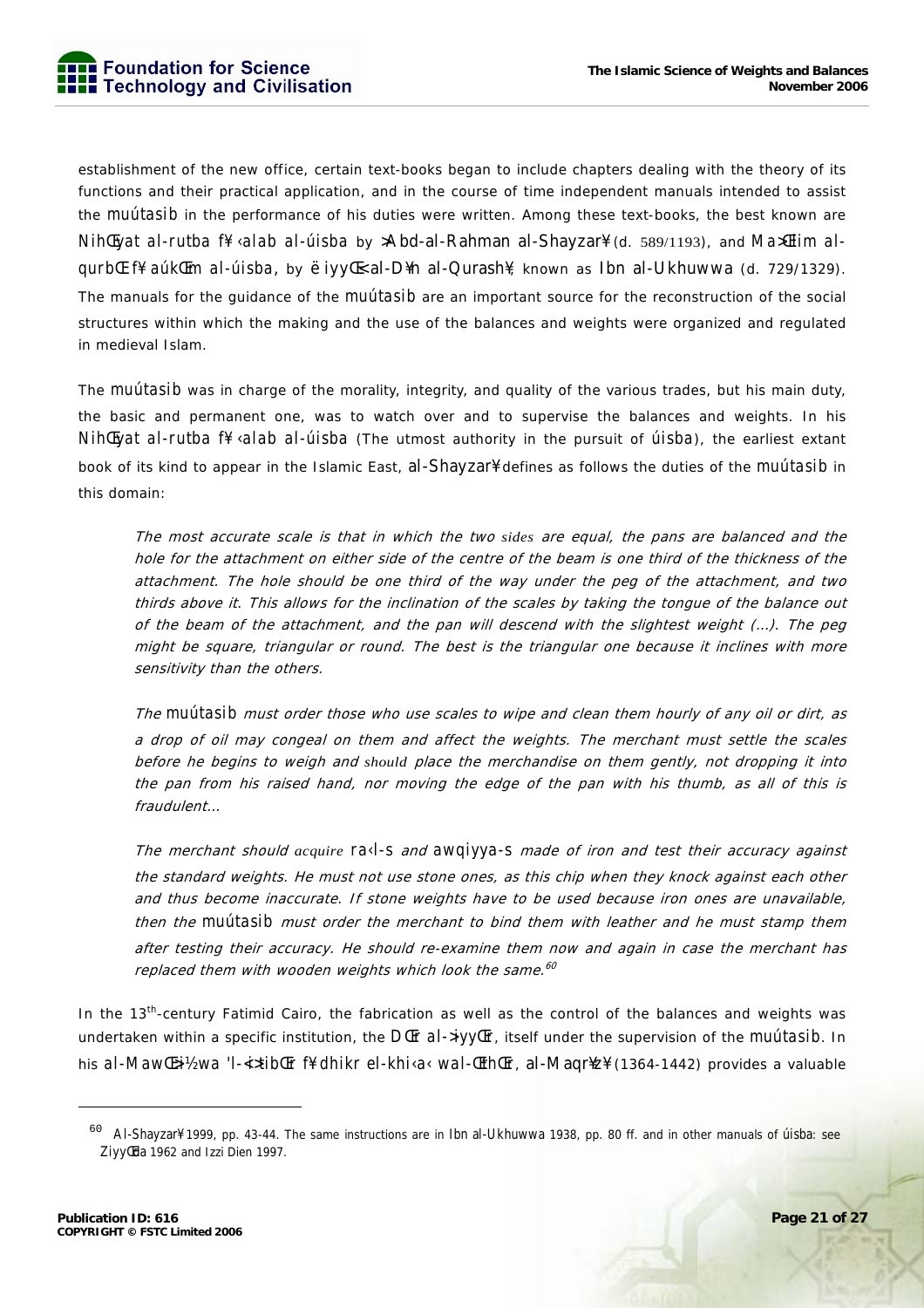establishment of the new office, certain text-books began to include chapters dealing with the theory of its functions and their practical application, and in the course of time independent manuals intended to assist the *muútasib* in the performance of his duties were written. Among these text-books, the best known are *NihŒyat al-rutba f¥ ‹alab al-úisba* by >Abd-al-Rahman al-Shayzar¥ (d. 589/1193), and *Ma>Œlim al-qurbŒ f¥ aúkŒm al-úisba*, by ëiyyŒ' al-D¥n al-Qurash¥, known as Ibn al-Ukhuwwa (d. 729/1329). The manuals for the guidance of the *muútasib* are an important source for the reconstruction of the social structures within which the making and the use of the balances and weights were organized and regulated in medieval Islam.

The *muútasib* was in charge of the morality, integrity, and quality of the various trades, but his main duty, the basic and permanent one, was to watch over and to supervise the balances and weights. In his *NihŒyat al-rutba f¥ ‹alab al-úisba* (The utmost authority in the pursuit of *úisba*), the earliest extant book of its kind to appear in the Islamic East, al-Shayzar¥ defines as follows the duties of the *muútasib* in this domain:

> *The most accurate scale is that in which the two sides are equal, the pans are balanced and the hole for the attachment on either side of the centre of the beam is one third of the thickness of the attachment. The hole should be one third of the way under the peg of the attachment, and two thirds above it. This allows for the inclination of the scales by taking the tongue of the balance out of the beam of the attachment, and the pan will descend with the slightest weight (...). The peg might be square, triangular or round. The best is the triangular one because it inclines with more sensitivity than the others.*
>
> *The muútasib must order those who use scales to wipe and clean them hourly of any oil or dirt, as a drop of oil may congeal on them and affect the weights. The merchant must settle the scales before he begins to weigh and should place the merchandise on them gently, not dropping it into the pan from his raised hand, nor moving the edge of the pan with his thumb, as all of this is fraudulent...*
>
> *The merchant should acquire ra‹l-s and awqiyya-s made of iron and test their accuracy against the standard weights. He must not use stone ones, as this chip when they knock against each other and thus become inaccurate. If stone weights have to be used because iron ones are unavailable, then the muútasib must order the merchant to bind them with leather and he must stamp them after testing their accuracy. He should re-examine them now and again in case the merchant has replaced them with wooden weights which look the same.*[60]

In the 13th-century Fatimid Cairo, the fabrication as well as the control of the balances and weights was undertaken within a specific institution, the DŒr al->iyyŒr, itself under the supervision of the *muútasib*. In his *al-MawŒ>i½wa 'l-<>tibŒr f¥ dhikr el-khi‹a‹ wal-ŒthŒr*, al-Maqr¥z¥ (1364-1442) provides a valuable

---

[60] Al-Shayzar¥ 1999, pp. 43-44. The same instructions are in Ibn al-Ukhuwwa 1938, pp. 80 ff. and in other manuals of *úisba*: see ZiyyŒda 1962 and Izzi Dien 1997.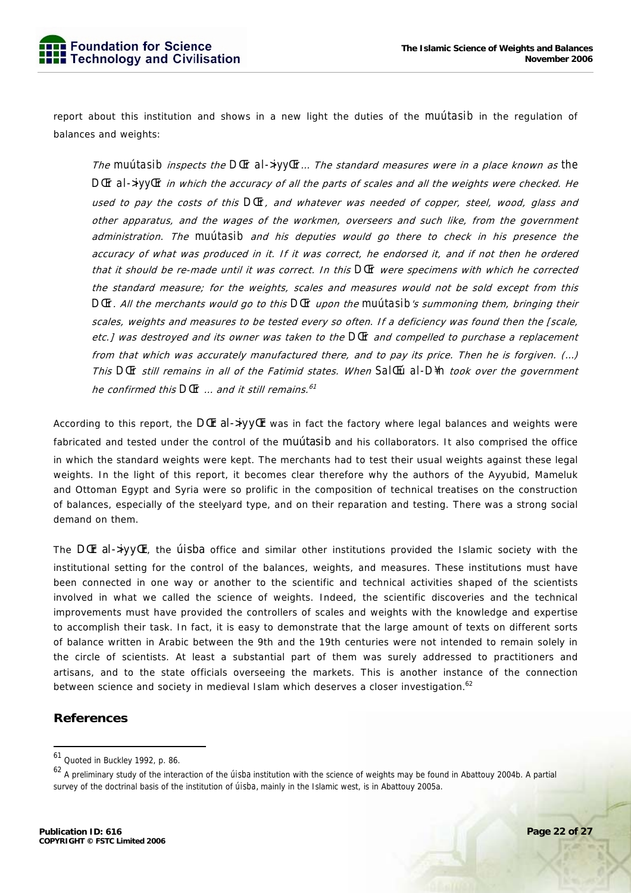report about this institution and shows in a new light the duties of the muútasib in the regulation of balances and weights:

> *The* muútasib *inspects the* DŒr al-ÝiyyŒr*... The standard measures were in a place known as* the DŒr al-ÝiyyŒr *in which the accuracy of all the parts of scales and all the weights were checked. He used to pay the costs of this* DŒr*, and whatever was needed of copper, steel, wood, glass and other apparatus, and the wages of the workmen, overseers and such like, from the government administration. The* muútasib *and his deputies would go there to check in his presence the accuracy of what was produced in it. If it was correct, he endorsed it, and if not then he ordered that it should be re-made until it was correct. In this* DŒr *were specimens with which he corrected the standard measure; for the weights, scales and measures would not be sold except from this* DŒr*. All the merchants would go to this* DŒr *upon the* muútasib*'s summoning them, bringing their scales, weights and measures to be tested every so often. If a deficiency was found then the [scale, etc.] was destroyed and its owner was taken to the* DŒr *and compelled to purchase a replacement from that which was accurately manufactured there, and to pay its price. Then he is forgiven. (...) This* DŒr *still remains in all of the Fatimid states. When* SalŒú al-D¥n *took over the government he confirmed this* DŒr *... and it still remains.*[61]

According to this report, the DŒr al-ÝiyyŒr was in fact the factory where legal balances and weights were fabricated and tested under the control of the muútasib and his collaborators. It also comprised the office in which the standard weights were kept. The merchants had to test their usual weights against these legal weights. In the light of this report, it becomes clear therefore why the authors of the Ayyubid, Mameluk and Ottoman Egypt and Syria were so prolific in the composition of technical treatises on the construction of balances, especially of the steelyard type, and on their reparation and testing. There was a strong social demand on them.

The DŒr al-ÝiyyŒr, the úisba office and similar other institutions provided the Islamic society with the institutional setting for the control of the balances, weights, and measures. These institutions must have been connected in one way or another to the scientific and technical activities shaped of the scientists involved in what we called the science of weights. Indeed, the scientific discoveries and the technical improvements must have provided the controllers of scales and weights with the knowledge and expertise to accomplish their task. In fact, it is easy to demonstrate that the large amount of texts on different sorts of balance written in Arabic between the 9th and the 19th centuries were not intended to remain solely in the circle of scientists. At least a substantial part of them was surely addressed to practitioners and artisans, and to the state officials overseeing the markets. This is another instance of the connection between science and society in medieval Islam which deserves a closer investigation.[62]

## References

---

[61] Quoted in Buckley 1992, p. 86.

[62] A preliminary study of the interaction of the úisba institution with the science of weights may be found in Abattouy 2004b. A partial survey of the doctrinal basis of the institution of úisba, mainly in the Islamic west, is in Abattouy 2005a.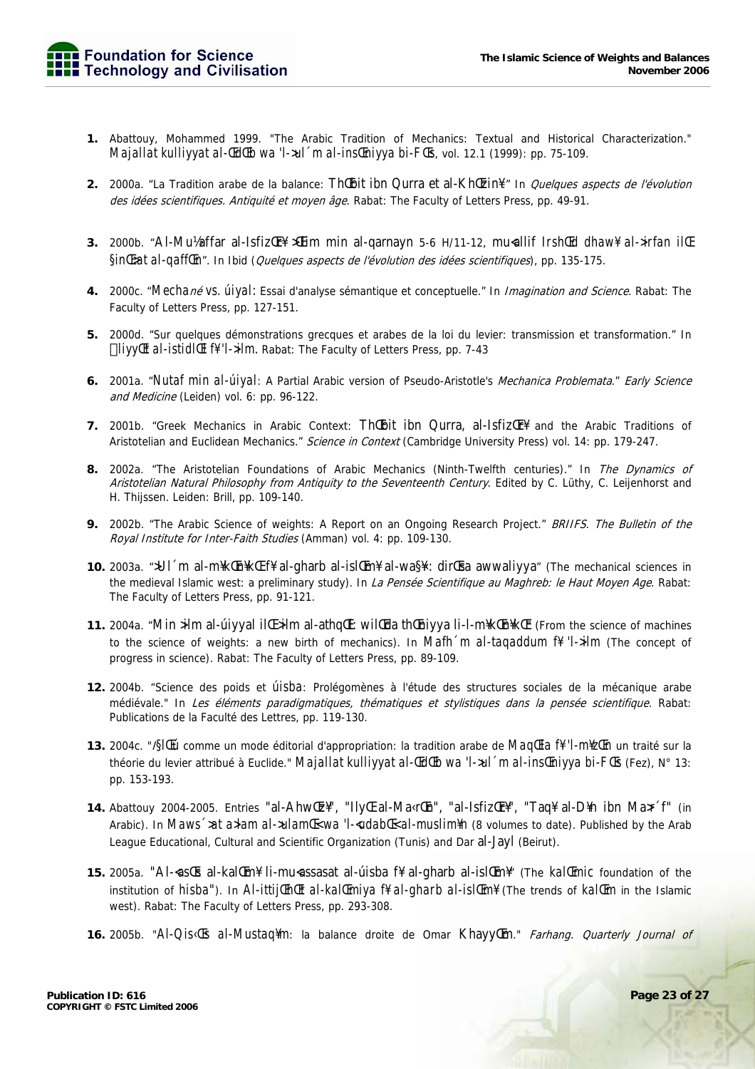1. Abattouy, Mohammed 1999. "The Arabic Tradition of Mechanics: Textual and Historical Characterization." Majallat kulliyyat al-ŒdŒb wa 'l->ul´m al-insŒniyya bi-FŒs, vol. 12.1 (1999): pp. 75-109.

2. 2000a. "La Tradition arabe de la balance: ThŒbit ibn Qurra et al-KhŒzin¥" In *Quelques aspects de l'évolution des idées scientifiques. Antiquité et moyen âge*. Rabat: The Faculty of Letters Press, pp. 49-91.

3. 2000b. "Al-Mu½affar al-IsfizŒr¥ >Œlim min al-qarnayn 5-6 H/11-12, mu<allif IrshŒd dhaw¥ al->irfan ilŒ §inŒ>at al-qaffŒn". In Ibid (*Quelques aspects de l'évolution des idées scientifiques*), pp. 135-175.

4. 2000c. "Mechané vs. úiyal: Essai d'analyse sémantique et conceptuelle." In *Imagination and Science*. Rabat: The Faculty of Letters Press, pp. 127-151.

5. 2000d. "Sur quelques démonstrations grecques et arabes de la loi du levier: transmission et transformation." In ŒliyyŒt al-istidlŒl f¥ 'l->ilm. Rabat: The Faculty of Letters Press, pp. 7-43

6. 2001a. "Nutaf min al-úiyal: A Partial Arabic version of Pseudo-Aristotle's *Mechanica Problemata*." *Early Science and Medicine* (Leiden) vol. 6: pp. 96-122.

7. 2001b. "Greek Mechanics in Arabic Context: ThŒbit ibn Qurra, al-IsfizŒr¥ and the Arabic Traditions of Aristotelian and Euclidean Mechanics." *Science in Context* (Cambridge University Press) vol. 14: pp. 179-247.

8. 2002a. "The Aristotelian Foundations of Arabic Mechanics (Ninth-Twelfth centuries)." In *The Dynamics of Aristotelian Natural Philosophy from Antiquity to the Seventeenth Century*. Edited by C. Lüthy, C. Leijenhorst and H. Thijssen. Leiden: Brill, pp. 109-140.

9. 2002b. "The Arabic Science of weights: A Report on an Ongoing Research Project." *BRIIFS. The Bulletin of the Royal Institute for Inter-Faith Studies* (Amman) vol. 4: pp. 109-130.

10. 2003a. ">Ul´m al-m¥kŒn¥kŒ f¥ al-gharb al-islŒm¥ al-wa§¥: dirŒsa awwaliyya" (The mechanical sciences in the medieval Islamic west: a preliminary study). In *La Pensée Scientifique au Maghreb: le Haut Moyen Age*. Rabat: The Faculty of Letters Press, pp. 91-121.

11. 2004a. "Min >ilm al-úiyyal ilŒ >ilm al-athqŒl: wilŒda thŒniyya li-l-m¥kŒn¥kŒ" (From the science of machines to the science of weights: a new birth of mechanics). In Mafh´m al-taqaddum f¥ 'l->ilm (The concept of progress in science). Rabat: The Faculty of Letters Press, pp. 89-109.

12. 2004b. "Science des poids et úisba: Prolégomènes à l'étude des structures sociales de la mécanique arabe médiévale." In *Les éléments paradigmatiques, thématiques et stylistiques dans la pensée scientifique*. Rabat: Publications de la Faculté des Lettres, pp. 119-130.

13. 2004c. "/§lŒú comme un mode éditorial d'appropriation: la tradition arabe de MaqŒla f¥ 'l-m¥zŒn un traité sur la théorie du levier attribué à Euclide." Majallat kulliyyat al-ŒdŒb wa 'l->ul´m al-insŒniyya bi-FŒs (Fez), N° 13: pp. 153-193.

14. Abattouy 2004-2005. Entries "al-AhwŒz¥", "IlyŒ al-Ma<rŒn", "al-IsfizŒr¥", "Taq¥ al-D¥n ibn Ma>r´f" (in Arabic). In Maws´>at a>lam al->ulamŒ< wa 'l-<udabŒ< al-muslim¥n (8 volumes to date). Published by the Arab League Educational, Cultural and Scientific Organization (Tunis) and Dar al-Jayl (Beirut).

15. 2005a. "Al-<asŒs al-kalŒm¥ li-mu<assasat al-úisba f¥ al-gharb al-islŒm¥" (The kalŒmic foundation of the institution of hisba"). In Al-ittijŒhŒt al-kalŒmiya f¥ al-gharb al-islŒm¥ (The trends of kalŒm in the Islamic west). Rabat: The Faculty of Letters Press, pp. 293-308.

16. 2005b. "Al-Qis‹Œs al-Mustaq¥m: la balance droite de Omar KhayyŒm." *Farhang. Quarterly Journal of*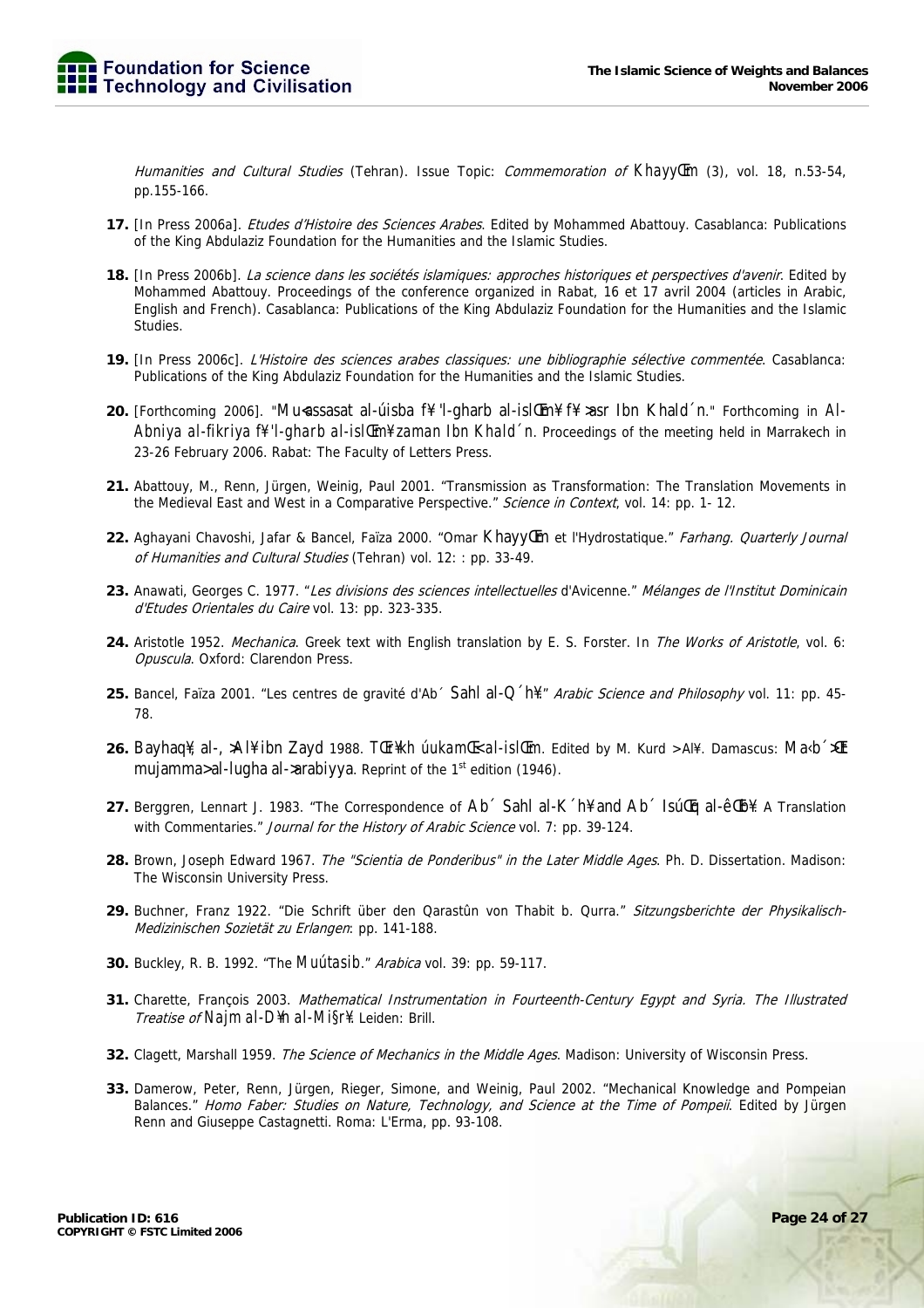*Humanities and Cultural Studies* (Tehran). Issue Topic: *Commemoration of* KhayyŒm (3), vol. 18, n.53-54, pp.155-166.

**17.** [In Press 2006a]. *Etudes d'Histoire des Sciences Arabes*. Edited by Mohammed Abattouy. Casablanca: Publications of the King Abdulaziz Foundation for the Humanities and the Islamic Studies.

**18.** [In Press 2006b]. *La science dans les sociétés islamiques: approches historiques et perspectives d'avenir*. Edited by Mohammed Abattouy. Proceedings of the conference organized in Rabat, 16 et 17 avril 2004 (articles in Arabic, English and French). Casablanca: Publications of the King Abdulaziz Foundation for the Humanities and the Islamic Studies.

**19.** [In Press 2006c]. *L'Histoire des sciences arabes classiques: une bibliographie sélective commentée*. Casablanca: Publications of the King Abdulaziz Foundation for the Humanities and the Islamic Studies.

**20.** [Forthcoming 2006]. "Mu<assasat al-úisba f¥ 'l-gharb al-islŒm¥ f¥ >asr Ibn Khald´n." Forthcoming in *Al-Abniya al-fikriya f¥ 'l-gharb al-islŒm¥ zaman Ibn Khald´n*. Proceedings of the meeting held in Marrakech in 23-26 February 2006. Rabat: The Faculty of Letters Press.

**21.** Abattouy, M., Renn, Jürgen, Weinig, Paul 2001. "Transmission as Transformation: The Translation Movements in the Medieval East and West in a Comparative Perspective." *Science in Context*, vol. 14: pp. 1- 12.

**22.** Aghayani Chavoshi, Jafar & Bancel, Faïza 2000. "Omar KhayyŒm et l'Hydrostatique." *Farhang. Quarterly Journal of Humanities and Cultural Studies* (Tehran) vol. 12: : pp. 33-49.

**23.** Anawati, Georges C. 1977. "*Les divisions des sciences intellectuelles* d'Avicenne." *Mélanges de l'Institut Dominicain d'Etudes Orientales du Caire* vol. 13: pp. 323-335.

**24.** Aristotle 1952. *Mechanica*. Greek text with English translation by E. S. Forster. In *The Works of Aristotle*, vol. 6: *Opuscula*. Oxford: Clarendon Press.

**25.** Bancel, Faïza 2001. "Les centres de gravité d'Ab´ Sahl al-Q´h¥." *Arabic Science and Philosophy* vol. 11: pp. 45-78.

**26.** Bayhaq¥, al-, >Al¥ ibn Zayd 1988. *TŒr¥kh úukamŒ<al-islŒm*. Edited by M. Kurd >Al¥. Damascus: *Ma‹b´>Œt mujamma> al-lugha al->arabiyya*. Reprint of the 1st edition (1946).

**27.** Berggren, Lennart J. 1983. "The Correspondence of Ab´ Sahl al-K´h¥ and Ab´ IsúŒq al-êŒb¥: A Translation with Commentaries." *Journal for the History of Arabic Science* vol. 7: pp. 39-124.

**28.** Brown, Joseph Edward 1967. *The "Scientia de Ponderibus" in the Later Middle Ages*. Ph. D. Dissertation. Madison: The Wisconsin University Press.

**29.** Buchner, Franz 1922. "Die Schrift über den Qarastûn von Thabit b. Qurra." *Sitzungsberichte der Physikalisch-Medizinischen Sozietät zu Erlangen*: pp. 141-188.

**30.** Buckley, R. B. 1992. "The *Muútasib*." *Arabica* vol. 39: pp. 59-117.

**31.** Charette, François 2003. *Mathematical Instrumentation in Fourteenth-Century Egypt and Syria. The Illustrated Treatise of* Najm al-D¥n al-Mi§r¥. Leiden: Brill.

**32.** Clagett, Marshall 1959. *The Science of Mechanics in the Middle Ages*. Madison: University of Wisconsin Press.

**33.** Damerow, Peter, Renn, Jürgen, Rieger, Simone, and Weinig, Paul 2002. "Mechanical Knowledge and Pompeian Balances." *Homo Faber: Studies on Nature, Technology, and Science at the Time of Pompeii*. Edited by Jürgen Renn and Giuseppe Castagnetti. Roma: L'Erma, pp. 93-108.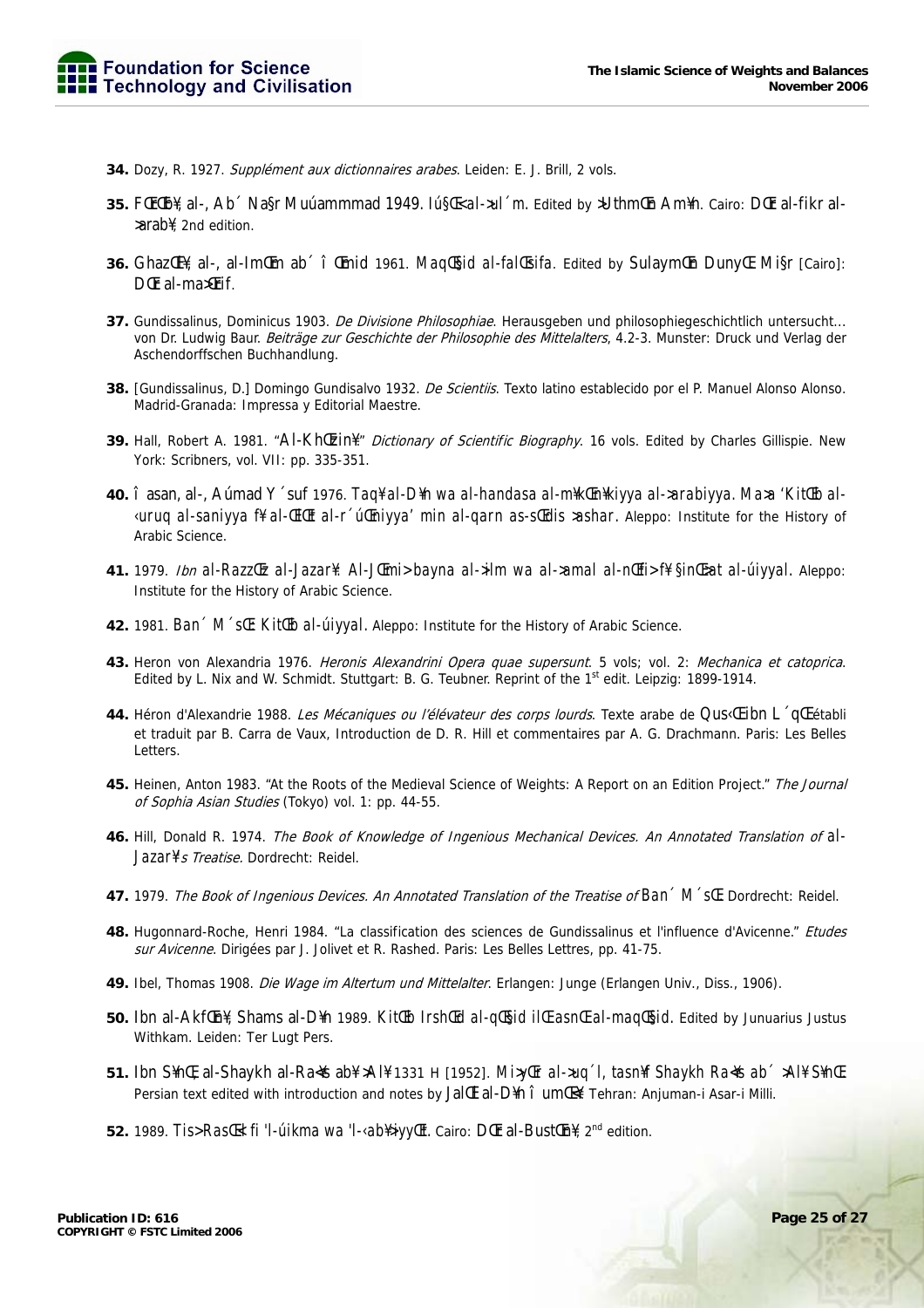34. Dozy, R. 1927. *Supplément aux dictionnaires arabes*. Leiden: E. J. Brill, 2 vols.

35. FŒrŒb¥, al-, Ab´ Na§r Muúammmad 1949. Iú§Œ<al->ul´m. Edited by >UthmŒn Am¥n. Cairo: DŒr al-fikr al->arab¥, 2nd edition.

36. GhazŒl¥, al-, al-ImŒm ab´ îŒmid 1961. MaqŒ§id al-falŒsifa. Edited by SulaymŒn DunyŒ. Mi§r [Cairo]: DŒr al-ma>Œrif.

37. Gundissalinus, Dominicus 1903. *De Divisione Philosophiae*. Herausgeben und philosophiegeschichtlich untersucht... von Dr. Ludwig Baur. *Beiträge zur Geschichte der Philosophie des Mittelalters*, 4.2-3. Munster: Druck und Verlag der Aschendorffschen Buchhandlung.

38. [Gundissalinus, D.] Domingo Gundisalvo 1932. *De Scientiis*. Texto latino establecido por el P. Manuel Alonso Alonso. Madrid-Granada: Impressa y Editorial Maestre.

39. Hall, Robert A. 1981. "Al-KhŒzin¥." *Dictionary of Scientific Biography*. 16 vols. Edited by Charles Gillispie. New York: Scribners, vol. VII: pp. 335-351.

40. îasan, al-, Aúmad Y´suf 1976. Taq¥al-D¥n wa al-handasa al-m¥kŒn¥kiyya al->arabiyya. Ma>a 'KitŒb al-‹uruq al-saniyya f¥ al-ŒlŒt al-r´úŒniyya' min al-qarn as-sŒdis >ashar. Aleppo: Institute for the History of Arabic Science.

41. 1979. *Ibn* al-RazzŒz al-Jazar¥: Al-JŒmi> bayna al->ilm wa al->amal al-nŒfi> f¥ §inŒ>at al-úiyyal. Aleppo: Institute for the History of Arabic Science.

42. 1981. Ban´ M´sŒ: KitŒb al-úiyyal. Aleppo: Institute for the History of Arabic Science.

43. Heron von Alexandria 1976. *Heronis Alexandrini Opera quae supersunt*. 5 vols; vol. 2: *Mechanica et catoprica*. Edited by L. Nix and W. Schmidt. Stuttgart: B. G. Teubner. Reprint of the 1st edit. Leipzig: 1899-1914.

44. Héron d'Alexandrie 1988. *Les Mécaniques ou l'élévateur des corps lourds*. Texte arabe de Qus‹Œ ibn L´qŒ établi et traduit par B. Carra de Vaux, Introduction de D. R. Hill et commentaires par A. G. Drachmann. Paris: Les Belles Letters.

45. Heinen, Anton 1983. "At the Roots of the Medieval Science of Weights: A Report on an Edition Project." *The Journal of Sophia Asian Studies* (Tokyo) vol. 1: pp. 44-55.

46. Hill, Donald R. 1974. *The Book of Knowledge of Ingenious Mechanical Devices. An Annotated Translation of* al-Jazar¥'s *Treatise*. Dordrecht: Reidel.

47. 1979. *The Book of Ingenious Devices. An Annotated Translation of the Treatise of* Ban´ M´sŒ. Dordrecht: Reidel.

48. Hugonnard-Roche, Henri 1984. "La classification des sciences de Gundissalinus et l'influence d'Avicenne." *Etudes sur Avicenne*. Dirigées par J. Jolivet et R. Rashed. Paris: Les Belles Lettres, pp. 41-75.

49. Ibel, Thomas 1908. *Die Wage im Altertum und Mittelalter*. Erlangen: Junge (Erlangen Univ., Diss., 1906).

50. Ibn al-AkfŒn¥, Shams al-D¥n 1989. KitŒb IrshŒd al-qŒ§id ilŒ asnŒ al-maqŒ§id. Edited by Junuarius Justus Withkam. Leiden: Ter Lugt Pers.

51. Ibn S¥nŒ, al-Shaykh al-Ra'¥s ab¥ >Al¥ 1331 H [1952]. Mi>yŒr al->uq´l, tasn¥f Shaykh Ra'¥s ab´ >Al¥ S¥nŒ. Persian text edited with introduction and notes by JalŒl al-D¥n îumŒ'¥. Tehran: Anjuman-i Asar-i Milli.

52. 1989. Tis> RasŒ'il fi 'l-úikma wa 'l-‹ab¥>iyyŒt. Cairo: DŒr al-BustŒn¥, 2nd edition.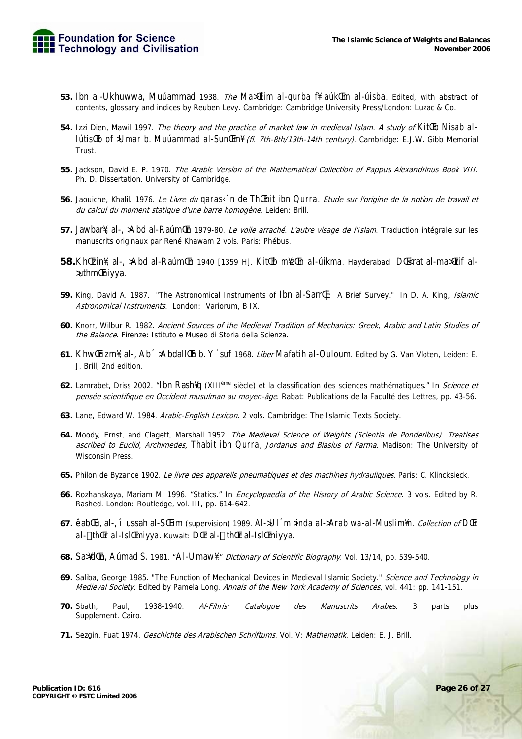**53.** Ibn al-Ukhuwwa, Muúammad 1938. *The* Ma>Œlim al-qurba f¥ aúkŒm al-úisba. Edited, with abstract of contents, glossary and indices by Reuben Levy. Cambridge: Cambridge University Press/London: Luzac & Co.

**54.** Izzi Dien, Mawil 1997. *The theory and the practice of market law in medieval Islam. A study of* KitŒb Nisab al-IútisŒb of >Umar b. Muúammad al-SunŒm¥ *(fl. 7th-8th/13th-14th century)*. Cambridge: E.J.W. Gibb Memorial Trust.

**55.** Jackson, David E. P. 1970. *The Arabic Version of the Mathematical Collection of Pappus Alexandrinus Book VIII*. Ph. D. Dissertation. University of Cambridge.

**56.** Jaouiche, Khalil. 1976. *Le Livre du* qaras‹´n de ThŒbit ibn Qurra. *Etude sur l'origine de la notion de travail et du calcul du moment statique d'une barre homogène*. Leiden: Brill.

**57.** Jawbar¥, al-, >Abd al-RaúmŒn 1979-80. *Le voile arraché. L'autre visage de l'Islam*. Traduction intégrale sur les manuscrits originaux par René Khawam 2 vols. Paris: Phébus.

**58.** KhŒzin¥, al-, >Abd al-RaúmŒn 1940 [1359 H]. KitŒb m¥zŒn al-úikma. Hayderabad: DŒ>irat al-ma>Œrif al->uthmŒniyya.

**59.** King, David A. 1987. "The Astronomical Instruments of Ibn al-SarrŒj: A Brief Survey." In D. A. King, *Islamic Astronomical Instruments*. London: Variorum, B IX.

**60.** Knorr, Wilbur R. 1982. *Ancient Sources of the Medieval Tradition of Mechanics: Greek, Arabic and Latin Studies of the Balance*. Firenze: Istituto e Museo di Storia della Scienza.

**61.** KhwŒrizm¥, al-, Ab´ >AbdallŒh b. Y´suf 1968. *Liber* Mafatih al-Ouloum. Edited by G. Van Vloten, Leiden: E. J. Brill, 2nd edition.

**62.** Lamrabet, Driss 2002. "Ibn Rash¥q (XIII[ème] siècle) et la classification des sciences mathématiques." In *Science et pensée scientifique en Occident musulman au moyen-âge*. Rabat: Publications de la Faculté des Lettres, pp. 43-56.

**63.** Lane, Edward W. 1984. *Arabic-English Lexicon*. 2 vols. Cambridge: The Islamic Texts Society.

**64.** Moody, Ernst, and Clagett, Marshall 1952. *The Medieval Science of Weights (Scientia de Ponderibus). Treatises ascribed to Euclid, Archimedes,* Thabit ibn Qurra, *Jordanus and Blasius of Parma*. Madison: The University of Wisconsin Press.

**65.** Philon de Byzance 1902. *Le livre des appareils pneumatiques et des machines hydrauliques*. Paris: C. Klincksieck.

**66.** Rozhanskaya, Mariam M. 1996. "Statics." In *Encyclopaedia of the History of Arabic Science*. 3 vols. Edited by R. Rashed. London: Routledge, vol. III, pp. 614-642.

**67.** êabŒú, al-, î ussah al-SŒlim (supervision) 1989. Al->Ul´m >inda al->Arab wa-al-Muslim¥n. *Collection of* DŒr al-thŒr al-IslŒmiyya. Kuwait: DŒr al-thŒr al-IslŒmiyya.

**68.** Sa>¥dŒn, Aúmad S. 1981. "Al-Umaw¥." *Dictionary of Scientific Biography*. Vol. 13/14, pp. 539-540.

**69.** Saliba, George 1985. "The Function of Mechanical Devices in Medieval Islamic Society." *Science and Technology in Medieval Society*. Edited by Pamela Long. *Annals of the New York Academy of Sciences*, vol. 441: pp. 141-151.

**70.** Sbath, Paul, 1938-1940. *Al-Fihris: Catalogue des Manuscrits Arabes*. 3 parts plus Supplement. Cairo.

**71.** Sezgin, Fuat 1974. *Geschichte des Arabischen Schriftums*. Vol. V: *Mathematik*. Leiden: E. J. Brill.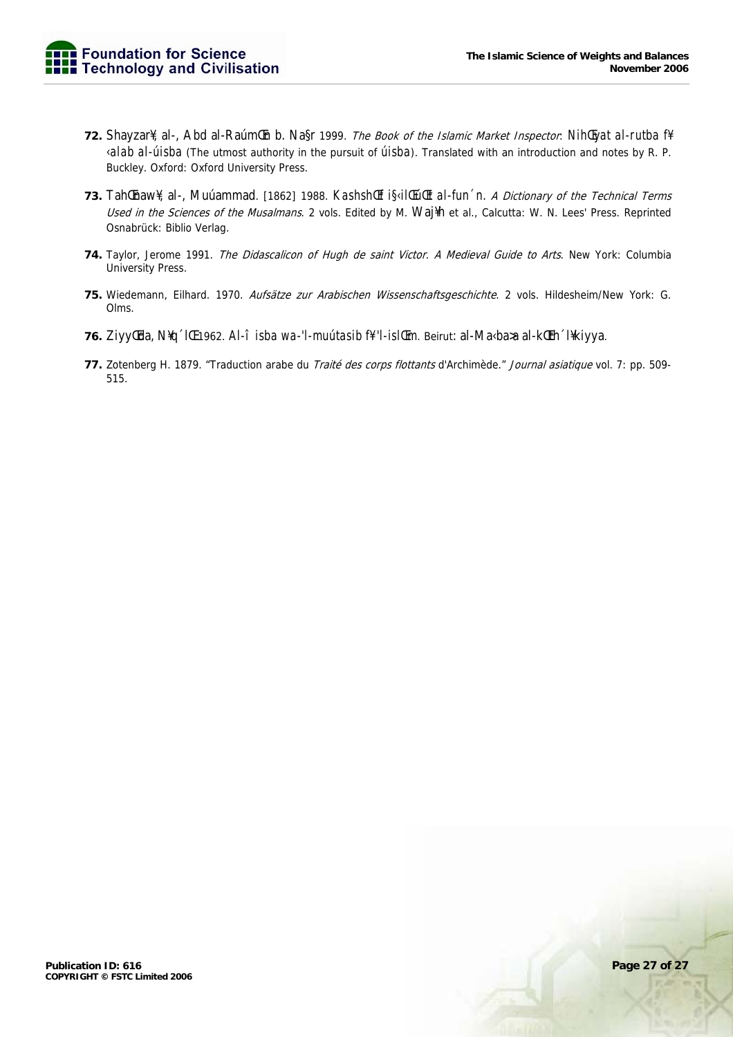72. Shayzar¥, al-, Abd al-RaúmŒn b. Na§r 1999. *The Book of the Islamic Market Inspector*: *NihŒyat al-rutba f¥ ‹alab al-úisba* (The utmost authority in the pursuit of úisba). Translated with an introduction and notes by R. P. Buckley. Oxford: Oxford University Press.

73. TahŒnaw¥, al-, Muúammad. [1862] 1988. KashshŒf i§‹ilŒúŒt al-fun´n. *A Dictionary of the Technical Terms Used in the Sciences of the Musalmans*. 2 vols. Edited by M. Waj¥h et al., Calcutta: W. N. Lees' Press. Reprinted Osnabrück: Biblio Verlag.

74. Taylor, Jerome 1991. *The Didascalicon of Hugh de saint Victor. A Medieval Guide to Arts*. New York: Columbia University Press.

75. Wiedemann, Eilhard. 1970. *Aufsätze zur Arabischen Wissenschaftsgeschichte*. 2 vols. Hildesheim/New York: G. Olms.

76. ZiyyŒda, N¥q´lŒ 1962. *Al-î isba wa-'l-muútasib f¥'l-islŒm*. Beirut: al-Ma‹ba>a al-kŒth´l¥kiyya.

77. Zotenberg H. 1879. "Traduction arabe du *Traité des corps flottants* d'Archimède." *Journal asiatique* vol. 7: pp. 509-515.